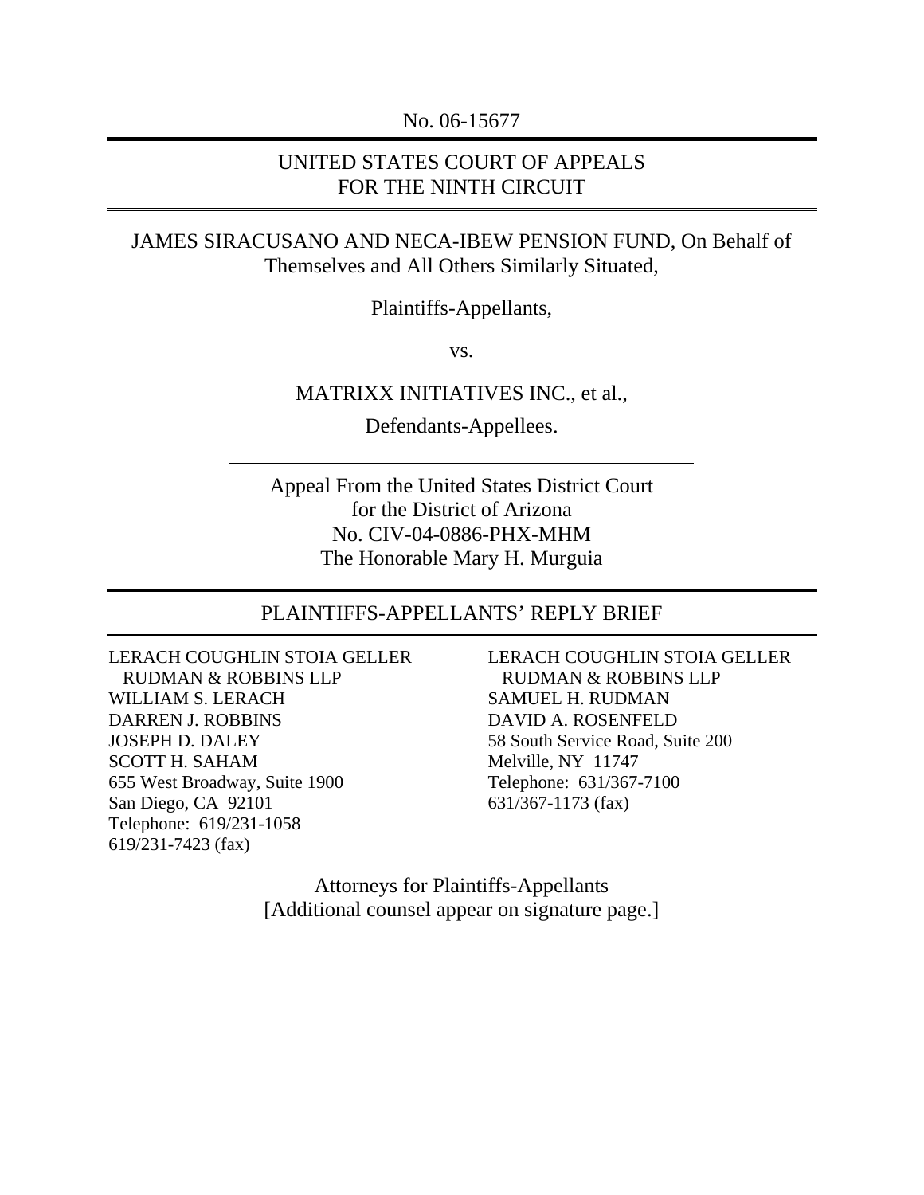No. 06-15677

UNITED STATES COURT OF APPEALS
FOR THE NINTH CIRCUIT

JAMES SIRACUSANO AND NECA-IBEW PENSION FUND, On Behalf of Themselves and All Others Similarly Situated,

Plaintiffs-Appellants,

vs.

MATRIXX INITIATIVES INC., et al.,

Defendants-Appellees.

Appeal From the United States District Court
for the District of Arizona
No. CIV-04-0886-PHX-MHM
The Honorable Mary H. Murguia

# PLAINTIFFS-APPELLANTS' REPLY BRIEF

LERACH COUGHLIN STOIA GELLER
RUDMAN & ROBBINS LLP
WILLIAM S. LERACH
DARREN J. ROBBINS
JOSEPH D. DALEY
SCOTT H. SAHAM
655 West Broadway, Suite 1900
San Diego, CA 92101
Telephone: 619/231-1058
619/231-7423 (fax)

LERACH COUGHLIN STOIA GELLER
RUDMAN & ROBBINS LLP
SAMUEL H. RUDMAN
DAVID A. ROSENFELD
58 South Service Road, Suite 200
Melville, NY 11747
Telephone: 631/367-7100
631/367-1173 (fax)

Attorneys for Plaintiffs-Appellants
[Additional counsel appear on signature page.]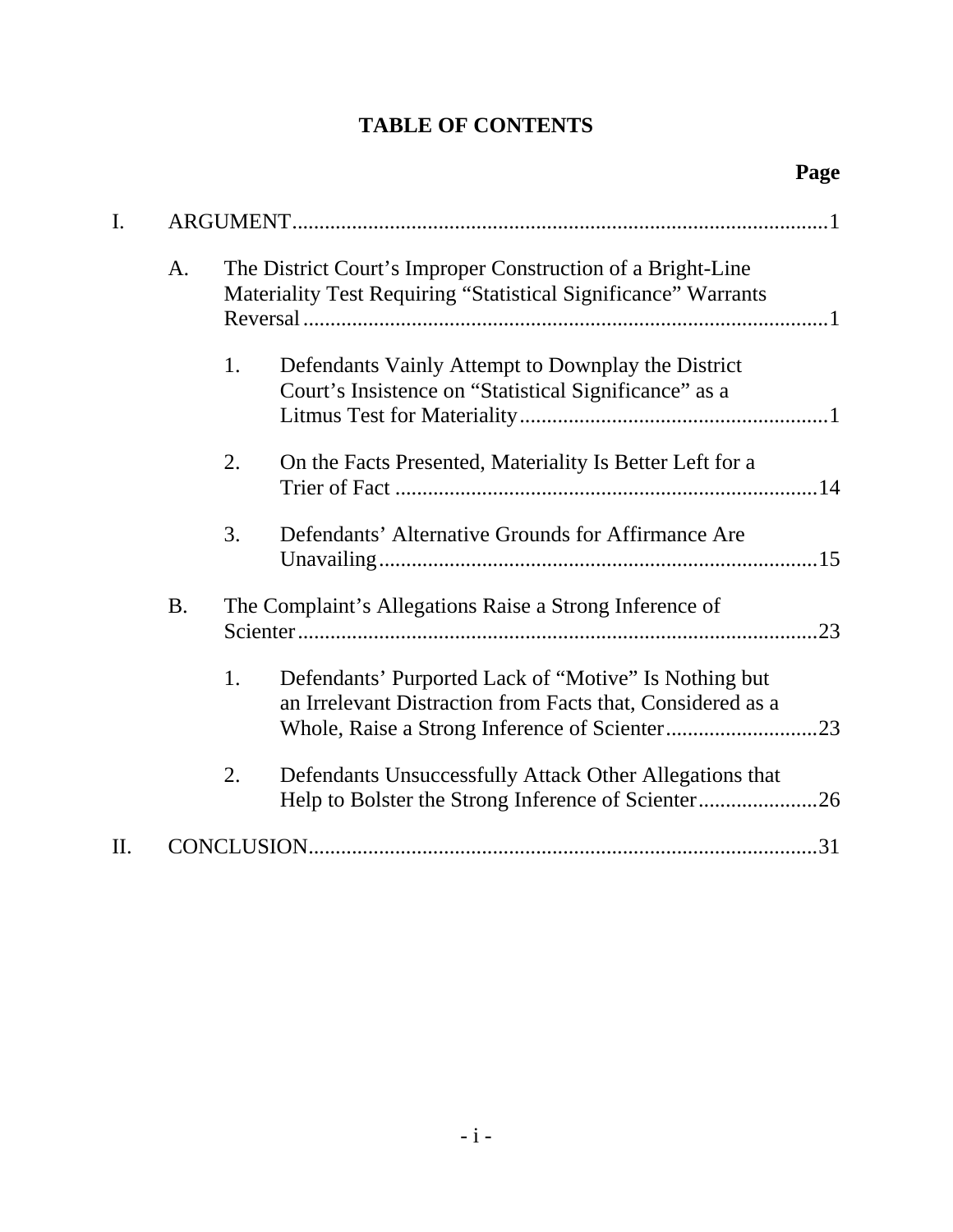# TABLE OF CONTENTS

**Page**

I. ARGUMENT ..... 1

  A. The District Court's Improper Construction of a Bright-Line Materiality Test Requiring "Statistical Significance" Warrants Reversal ..... 1

    1. Defendants Vainly Attempt to Downplay the District Court's Insistence on "Statistical Significance" as a Litmus Test for Materiality ..... 1

    2. On the Facts Presented, Materiality Is Better Left for a Trier of Fact ..... 14

    3. Defendants' Alternative Grounds for Affirmance Are Unavailing ..... 15

  B. The Complaint's Allegations Raise a Strong Inference of Scienter ..... 23

    1. Defendants' Purported Lack of "Motive" Is Nothing but an Irrelevant Distraction from Facts that, Considered as a Whole, Raise a Strong Inference of Scienter ..... 23

    2. Defendants Unsuccessfully Attack Other Allegations that Help to Bolster the Strong Inference of Scienter ..... 26

II. CONCLUSION ..... 31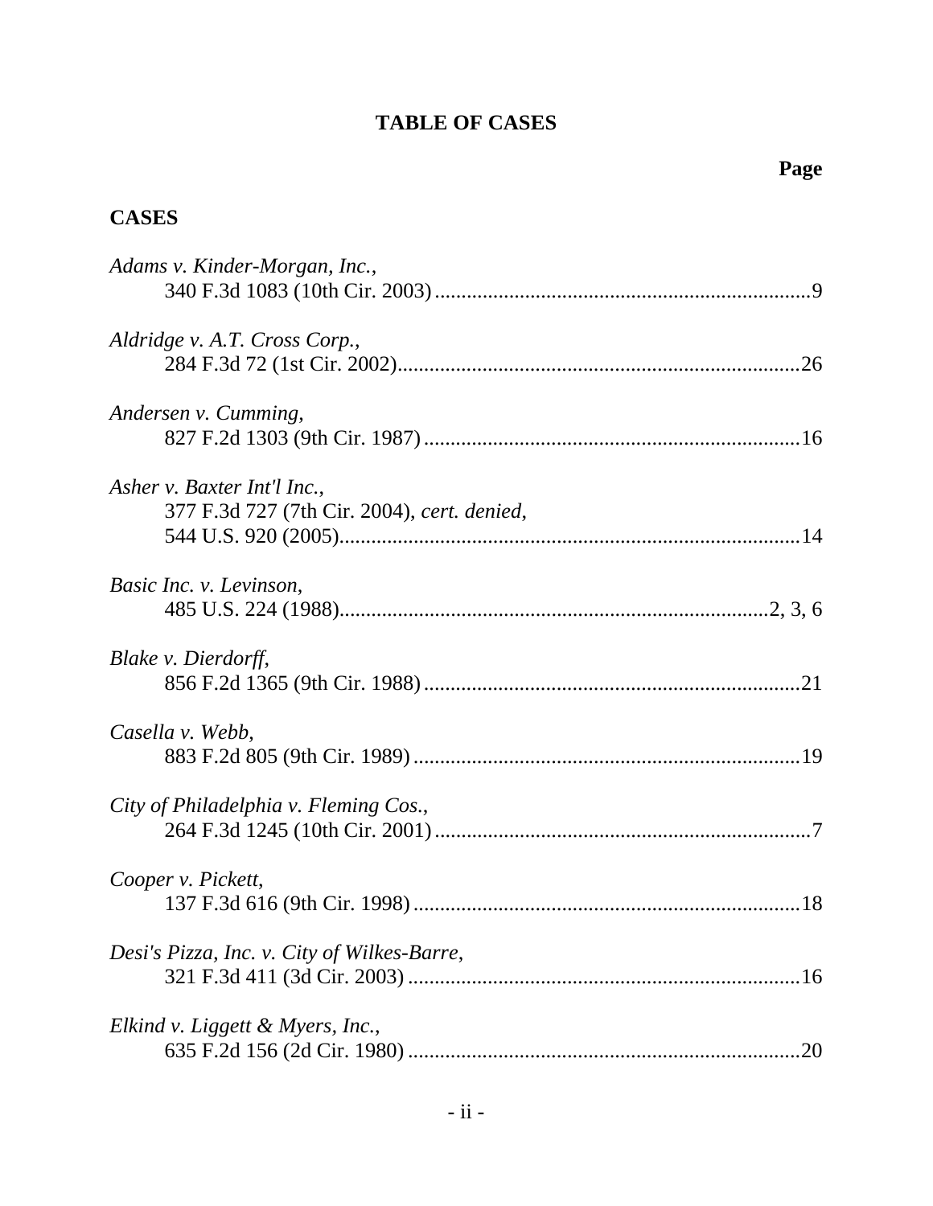# TABLE OF CASES

**Page**

## CASES

*Adams v. Kinder-Morgan, Inc.*,
340 F.3d 1083 (10th Cir. 2003) ....................................................................9

*Aldridge v. A.T. Cross Corp.*,
284 F.3d 72 (1st Cir. 2002)..........................................................................26

*Andersen v. Cumming*,
827 F.2d 1303 (9th Cir. 1987) ....................................................................16

*Asher v. Baxter Int'l Inc.*,
377 F.3d 727 (7th Cir. 2004), *cert. denied*,
544 U.S. 920 (2005).....................................................................................14

*Basic Inc. v. Levinson*,
485 U.S. 224 (1988)...............................................................................2, 3, 6

*Blake v. Dierdorff*,
856 F.2d 1365 (9th Cir. 1988) ....................................................................21

*Casella v. Webb*,
883 F.2d 805 (9th Cir. 1989) ......................................................................19

*City of Philadelphia v. Fleming Cos.*,
264 F.3d 1245 (10th Cir. 2001) ....................................................................7

*Cooper v. Pickett*,
137 F.3d 616 (9th Cir. 1998) ......................................................................18

*Desi's Pizza, Inc. v. City of Wilkes-Barre*,
321 F.3d 411 (3d Cir. 2003) ........................................................................16

*Elkind v. Liggett & Myers, Inc.*,
635 F.2d 156 (2d Cir. 1980) ........................................................................20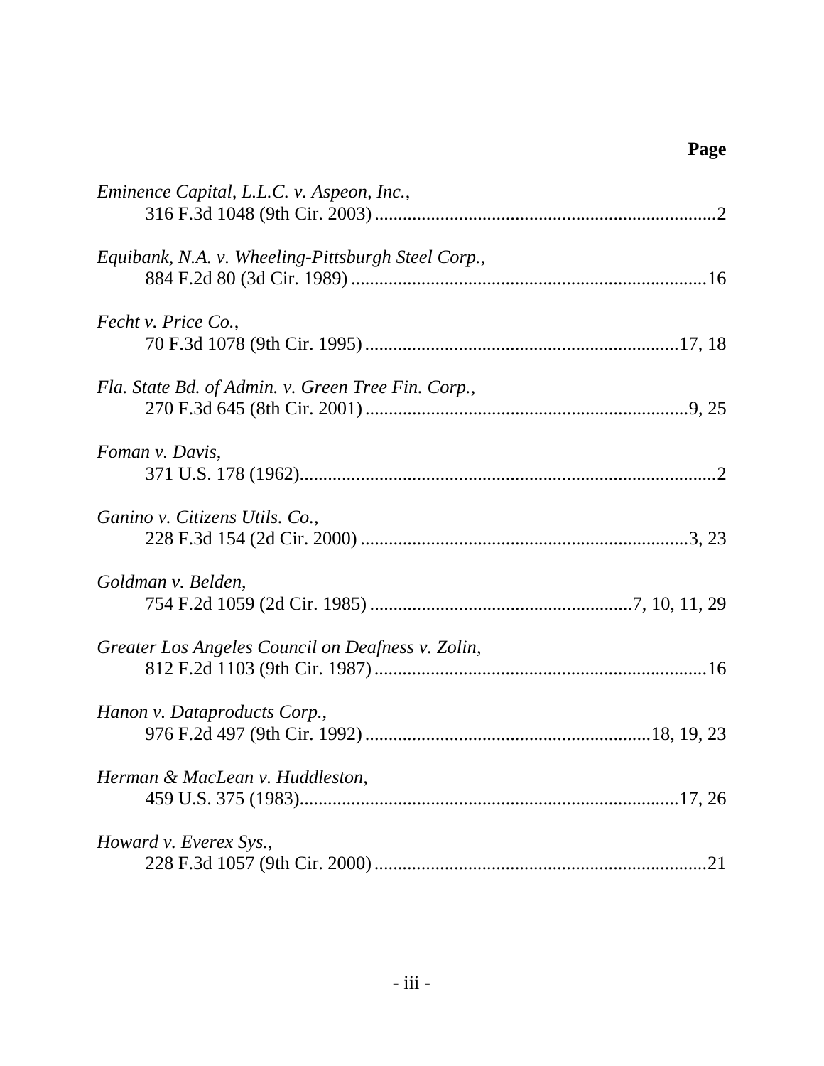**Page**

*Eminence Capital, L.L.C. v. Aspeon, Inc.*,
316 F.3d 1048 (9th Cir. 2003) ........................................................................2

*Equibank, N.A. v. Wheeling-Pittsburgh Steel Corp.*,
884 F.2d 80 (3d Cir. 1989) ..........................................................................16

*Fecht v. Price Co.*,
70 F.3d 1078 (9th Cir. 1995) ..................................................................17, 18

*Fla. State Bd. of Admin. v. Green Tree Fin. Corp.*,
270 F.3d 645 (8th Cir. 2001) ....................................................................9, 25

*Foman v. Davis*,
371 U.S. 178 (1962)........................................................................................2

*Ganino v. Citizens Utils. Co.*,
228 F.3d 154 (2d Cir. 2000) .....................................................................3, 23

*Goldman v. Belden*,
754 F.2d 1059 (2d Cir. 1985) .......................................................7, 10, 11, 29

*Greater Los Angeles Council on Deafness v. Zolin*,
812 F.2d 1103 (9th Cir. 1987) ......................................................................16

*Hanon v. Dataproducts Corp.*,
976 F.2d 497 (9th Cir. 1992) ............................................................18, 19, 23

*Herman & MacLean v. Huddleston*,
459 U.S. 375 (1983)...............................................................................17, 26

*Howard v. Everex Sys.*,
228 F.3d 1057 (9th Cir. 2000) ......................................................................21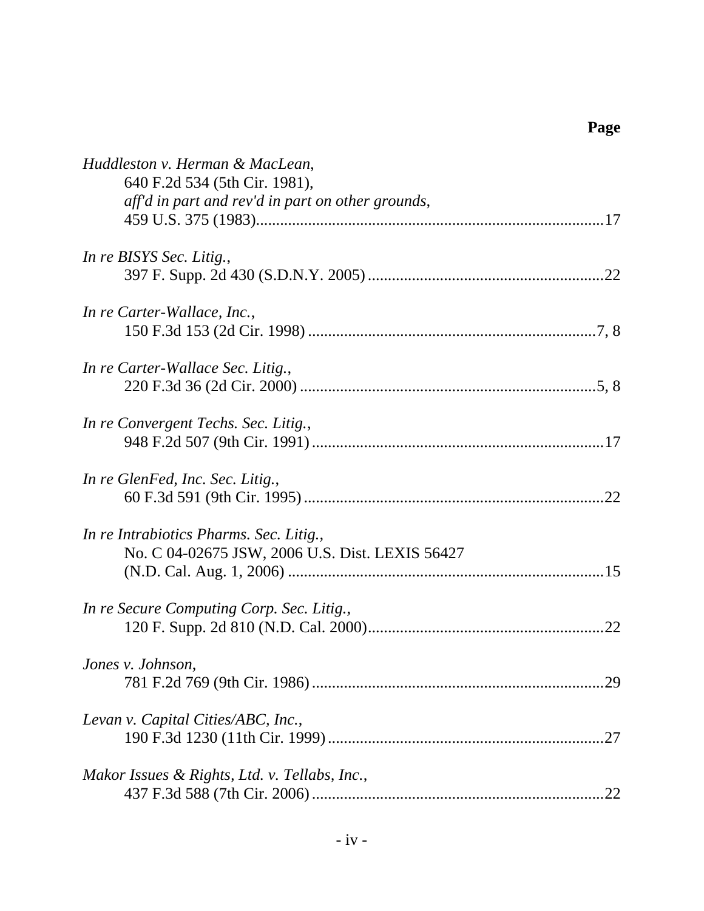**Page**

*Huddleston v. Herman & MacLean*,
640 F.2d 534 (5th Cir. 1981),
*aff'd in part and rev'd in part on other grounds*,
459 U.S. 375 (1983)....................................................................................17

*In re BISYS Sec. Litig.*,
397 F. Supp. 2d 430 (S.D.N.Y. 2005).........................................................22

*In re Carter-Wallace, Inc.*,
150 F.3d 153 (2d Cir. 1998).......................................................................7, 8

*In re Carter-Wallace Sec. Litig.*,
220 F.3d 36 (2d Cir. 2000).........................................................................5, 8

*In re Convergent Techs. Sec. Litig.*,
948 F.2d 507 (9th Cir. 1991).......................................................................17

*In re GlenFed, Inc. Sec. Litig.*,
60 F.3d 591 (9th Cir. 1995).........................................................................22

*In re Intrabiotics Pharms. Sec. Litig.*,
No. C 04-02675 JSW, 2006 U.S. Dist. LEXIS 56427
(N.D. Cal. Aug. 1, 2006) .............................................................................15

*In re Secure Computing Corp. Sec. Litig.*,
120 F. Supp. 2d 810 (N.D. Cal. 2000).........................................................22

*Jones v. Johnson*,
781 F.2d 769 (9th Cir. 1986).......................................................................29

*Levan v. Capital Cities/ABC, Inc.*,
190 F.3d 1230 (11th Cir. 1999)...................................................................27

*Makor Issues & Rights, Ltd. v. Tellabs, Inc.*,
437 F.3d 588 (7th Cir. 2006).......................................................................22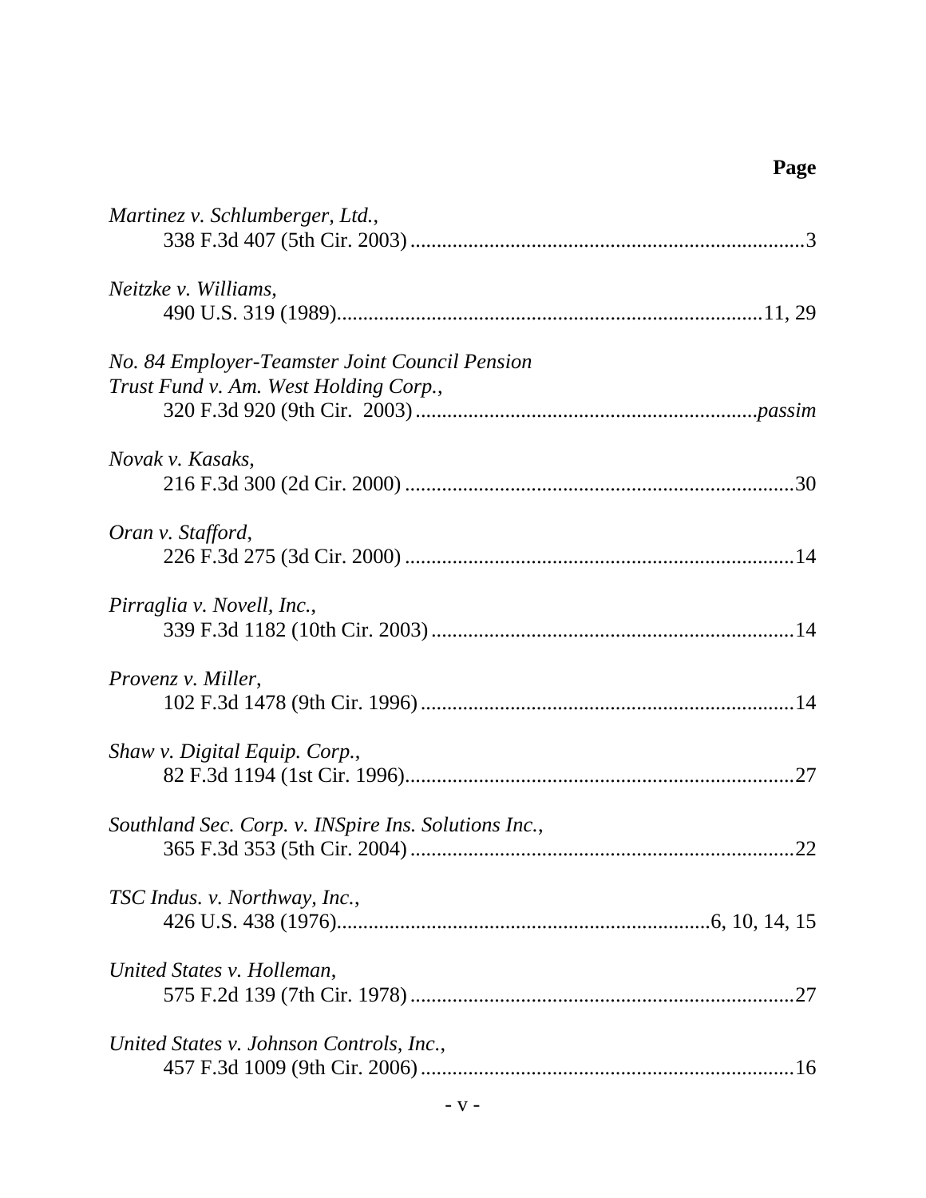**Page**

*Martinez v. Schlumberger, Ltd.*,
338 F.3d 407 (5th Cir. 2003) ..........................................................................3

*Neitzke v. Williams*,
490 U.S. 319 (1989)...............................................................................11, 29

*No. 84 Employer-Teamster Joint Council Pension Trust Fund v. Am. West Holding Corp.*,
320 F.3d 920 (9th Cir. 2003) ...............................................................*passim*

*Novak v. Kasaks*,
216 F.3d 300 (2d Cir. 2000) .........................................................................30

*Oran v. Stafford*,
226 F.3d 275 (3d Cir. 2000) .........................................................................14

*Pirraglia v. Novell, Inc.*,
339 F.3d 1182 (10th Cir. 2003) ....................................................................14

*Provenz v. Miller*,
102 F.3d 1478 (9th Cir. 1996) ......................................................................14

*Shaw v. Digital Equip. Corp.*,
82 F.3d 1194 (1st Cir. 1996).........................................................................27

*Southland Sec. Corp. v. INSpire Ins. Solutions Inc.*,
365 F.3d 353 (5th Cir. 2004) ........................................................................22

*TSC Indus. v. Northway, Inc.*,
426 U.S. 438 (1976)......................................................................6, 10, 14, 15

*United States v. Holleman*,
575 F.2d 139 (7th Cir. 1978) ........................................................................27

*United States v. Johnson Controls, Inc.*,
457 F.3d 1009 (9th Cir. 2006) ......................................................................16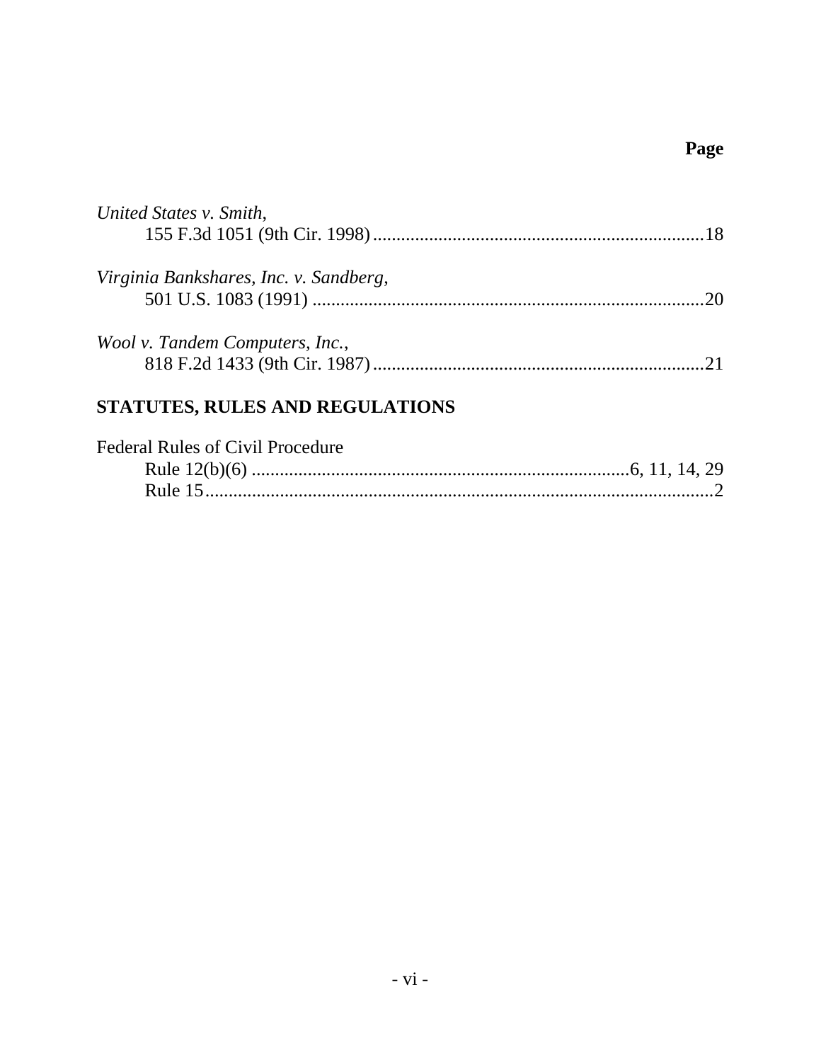**Page**

*United States v. Smith*,
155 F.3d 1051 (9th Cir. 1998) ........................................................................ 18

*Virginia Bankshares, Inc. v. Sandberg*,
501 U.S. 1083 (1991) ..................................................................................... 20

*Wool v. Tandem Computers, Inc.*,
818 F.2d 1433 (9th Cir. 1987) ........................................................................ 21

## STATUTES, RULES AND REGULATIONS

Federal Rules of Civil Procedure
Rule 12(b)(6) .................................................................................. 6, 11, 14, 29
Rule 15 .............................................................................................................. 2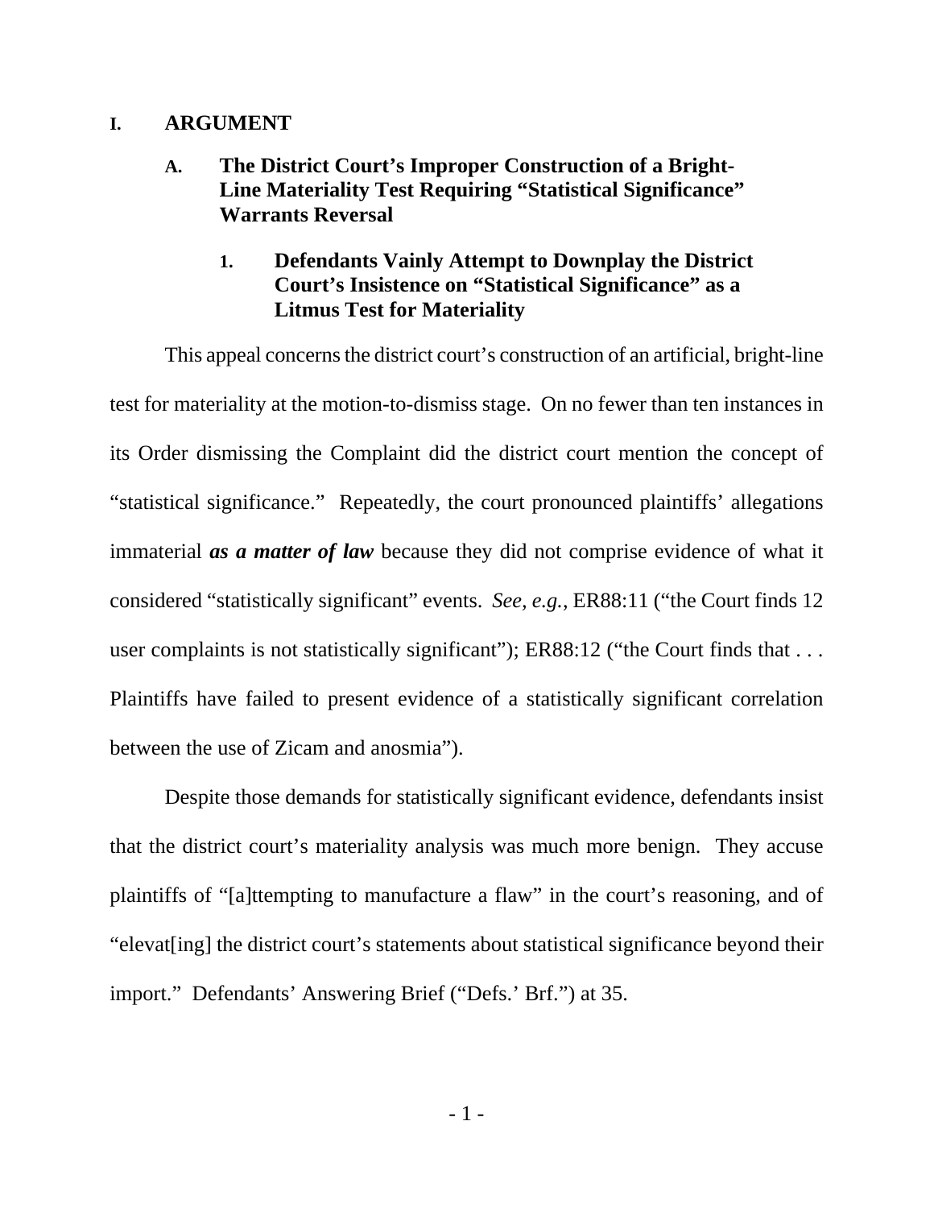# I. ARGUMENT

## A. The District Court's Improper Construction of a Bright-Line Materiality Test Requiring "Statistical Significance" Warrants Reversal

### 1. Defendants Vainly Attempt to Downplay the District Court's Insistence on "Statistical Significance" as a Litmus Test for Materiality

This appeal concerns the district court's construction of an artificial, bright-line test for materiality at the motion-to-dismiss stage. On no fewer than ten instances in its Order dismissing the Complaint did the district court mention the concept of "statistical significance." Repeatedly, the court pronounced plaintiffs' allegations immaterial ***as a matter of law*** because they did not comprise evidence of what it considered "statistically significant" events. *See, e.g.*, ER88:11 ("the Court finds 12 user complaints is not statistically significant"); ER88:12 ("the Court finds that . . . Plaintiffs have failed to present evidence of a statistically significant correlation between the use of Zicam and anosmia").

Despite those demands for statistically significant evidence, defendants insist that the district court's materiality analysis was much more benign. They accuse plaintiffs of "[a]ttempting to manufacture a flaw" in the court's reasoning, and of "elevat[ing] the district court's statements about statistical significance beyond their import." Defendants' Answering Brief ("Defs.' Brf.") at 35.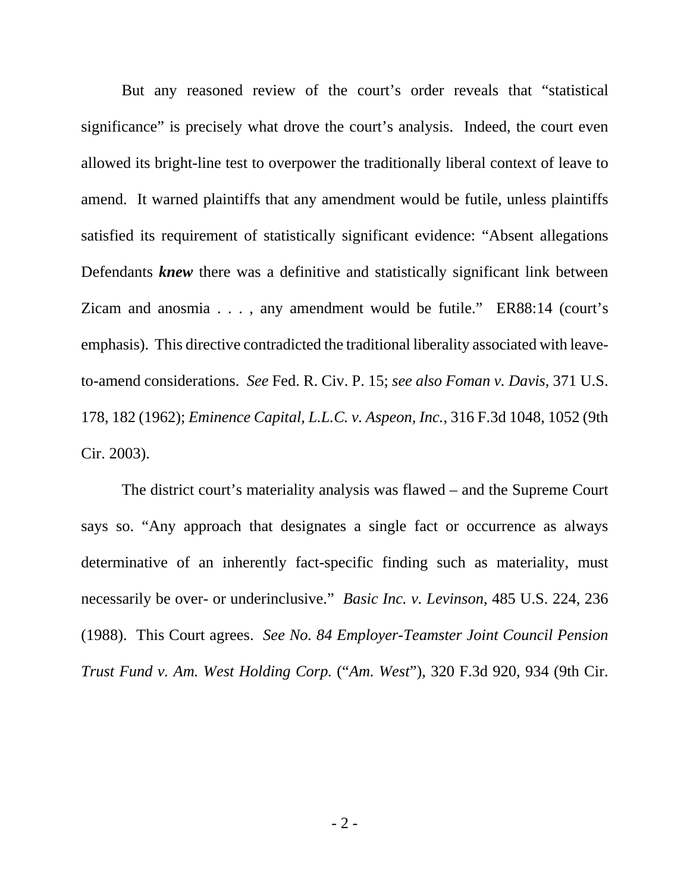But any reasoned review of the court's order reveals that "statistical significance" is precisely what drove the court's analysis. Indeed, the court even allowed its bright-line test to overpower the traditionally liberal context of leave to amend. It warned plaintiffs that any amendment would be futile, unless plaintiffs satisfied its requirement of statistically significant evidence: "Absent allegations Defendants ***knew*** there was a definitive and statistically significant link between Zicam and anosmia . . . , any amendment would be futile." ER88:14 (court's emphasis). This directive contradicted the traditional liberality associated with leave-to-amend considerations. *See* Fed. R. Civ. P. 15; *see also Foman v. Davis*, 371 U.S. 178, 182 (1962); *Eminence Capital, L.L.C. v. Aspeon, Inc.*, 316 F.3d 1048, 1052 (9th Cir. 2003).

The district court's materiality analysis was flawed – and the Supreme Court says so. "Any approach that designates a single fact or occurrence as always determinative of an inherently fact-specific finding such as materiality, must necessarily be over- or underinclusive." *Basic Inc. v. Levinson*, 485 U.S. 224, 236 (1988). This Court agrees. *See No. 84 Employer-Teamster Joint Council Pension Trust Fund v. Am. West Holding Corp.* ("*Am. West*"), 320 F.3d 920, 934 (9th Cir.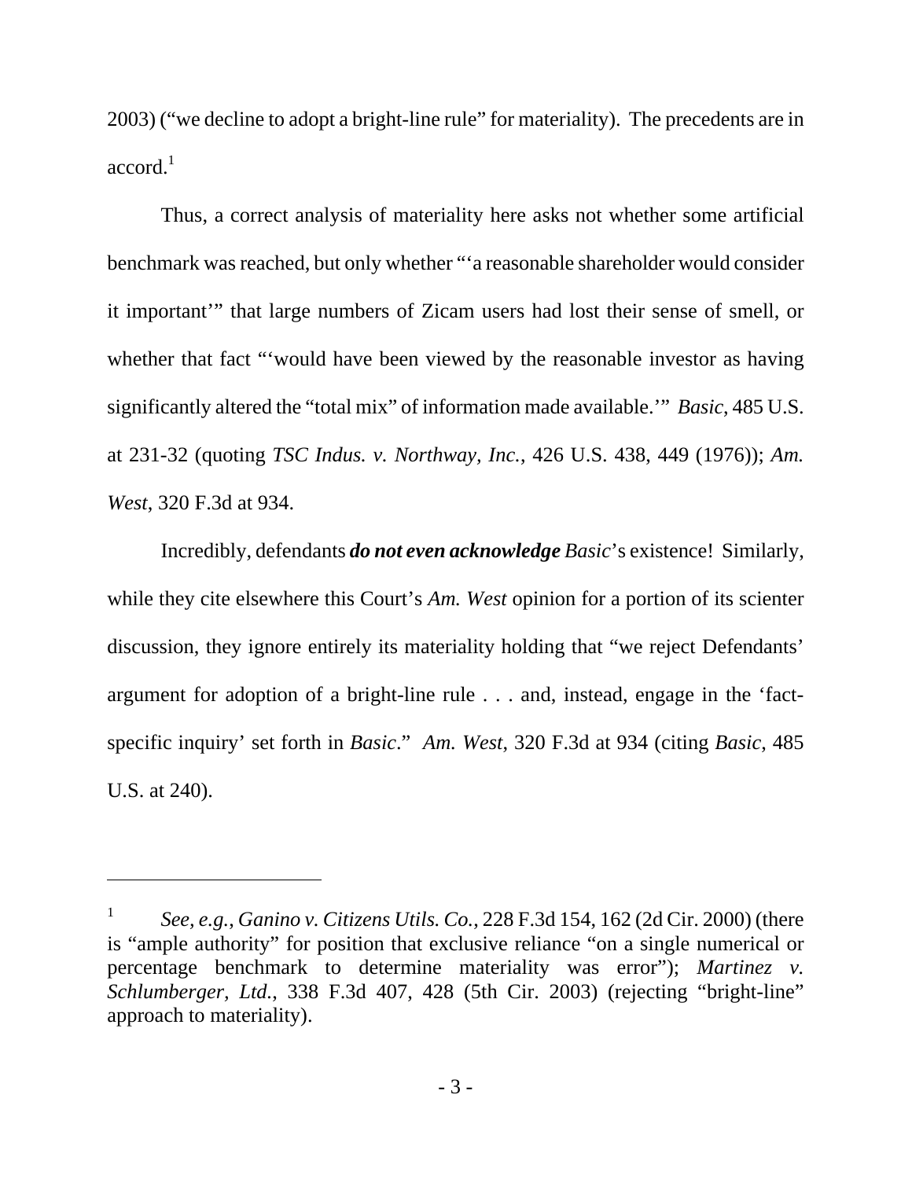2003) ("we decline to adopt a bright-line rule" for materiality). The precedents are in accord.[1]

Thus, a correct analysis of materiality here asks not whether some artificial benchmark was reached, but only whether "'a reasonable shareholder would consider it important'" that large numbers of Zicam users had lost their sense of smell, or whether that fact "'would have been viewed by the reasonable investor as having significantly altered the "total mix" of information made available.'" *Basic*, 485 U.S. at 231-32 (quoting *TSC Indus. v. Northway, Inc.*, 426 U.S. 438, 449 (1976)); *Am. West*, 320 F.3d at 934.

Incredibly, defendants ***do not even acknowledge*** *Basic*'s existence! Similarly, while they cite elsewhere this Court's *Am. West* opinion for a portion of its scienter discussion, they ignore entirely its materiality holding that "we reject Defendants' argument for adoption of a bright-line rule . . . and, instead, engage in the 'fact-specific inquiry' set forth in *Basic*." *Am. West*, 320 F.3d at 934 (citing *Basic*, 485 U.S. at 240).

---

[1] *See, e.g.*, *Ganino v. Citizens Utils. Co.*, 228 F.3d 154, 162 (2d Cir. 2000) (there is "ample authority" for position that exclusive reliance "on a single numerical or percentage benchmark to determine materiality was error"); *Martinez v. Schlumberger, Ltd.*, 338 F.3d 407, 428 (5th Cir. 2003) (rejecting "bright-line" approach to materiality).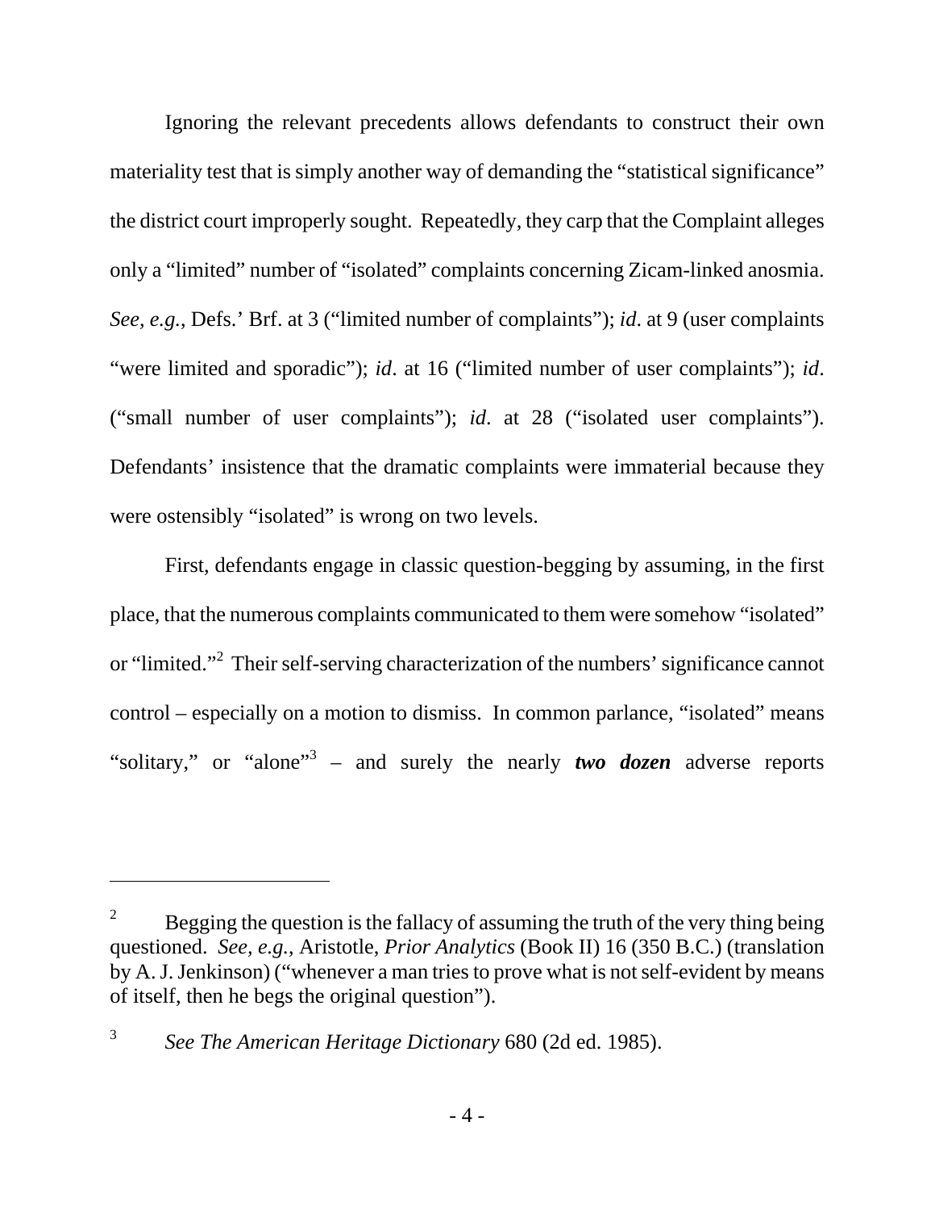Ignoring the relevant precedents allows defendants to construct their own materiality test that is simply another way of demanding the "statistical significance" the district court improperly sought. Repeatedly, they carp that the Complaint alleges only a "limited" number of "isolated" complaints concerning Zicam-linked anosmia. *See, e.g.*, Defs.' Brf. at 3 ("limited number of complaints"); *id*. at 9 (user complaints "were limited and sporadic"); *id*. at 16 ("limited number of user complaints"); *id*. ("small number of user complaints"); *id*. at 28 ("isolated user complaints"). Defendants' insistence that the dramatic complaints were immaterial because they were ostensibly "isolated" is wrong on two levels.

First, defendants engage in classic question-begging by assuming, in the first place, that the numerous complaints communicated to them were somehow "isolated" or "limited."[2] Their self-serving characterization of the numbers' significance cannot control – especially on a motion to dismiss. In common parlance, "isolated" means "solitary," or "alone"[3] – and surely the nearly ***two dozen*** adverse reports

---

[2] Begging the question is the fallacy of assuming the truth of the very thing being questioned. *See, e.g.*, Aristotle, *Prior Analytics* (Book II) 16 (350 B.C.) (translation by A. J. Jenkinson) ("whenever a man tries to prove what is not self-evident by means of itself, then he begs the original question").

[3] *See The American Heritage Dictionary* 680 (2d ed. 1985).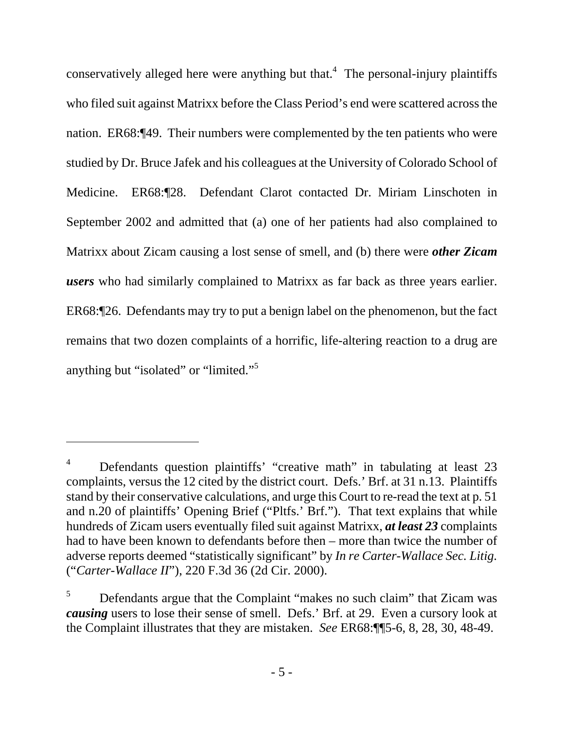conservatively alleged here were anything but that.[4] The personal-injury plaintiffs who filed suit against Matrixx before the Class Period's end were scattered across the nation. ER68:¶49. Their numbers were complemented by the ten patients who were studied by Dr. Bruce Jafek and his colleagues at the University of Colorado School of Medicine. ER68:¶28. Defendant Clarot contacted Dr. Miriam Linschoten in September 2002 and admitted that (a) one of her patients had also complained to Matrixx about Zicam causing a lost sense of smell, and (b) there were ***other Zicam users*** who had similarly complained to Matrixx as far back as three years earlier. ER68:¶26. Defendants may try to put a benign label on the phenomenon, but the fact remains that two dozen complaints of a horrific, life-altering reaction to a drug are anything but "isolated" or "limited."[5]

---

[4] Defendants question plaintiffs' "creative math" in tabulating at least 23 complaints, versus the 12 cited by the district court. Defs.' Brf. at 31 n.13. Plaintiffs stand by their conservative calculations, and urge this Court to re-read the text at p. 51 and n.20 of plaintiffs' Opening Brief ("Pltfs.' Brf."). That text explains that while hundreds of Zicam users eventually filed suit against Matrixx, ***at least 23*** complaints had to have been known to defendants before then – more than twice the number of adverse reports deemed "statistically significant" by *In re Carter-Wallace Sec. Litig.* ("*Carter-Wallace II*"), 220 F.3d 36 (2d Cir. 2000).

[5] Defendants argue that the Complaint "makes no such claim" that Zicam was ***causing*** users to lose their sense of smell. Defs.' Brf. at 29. Even a cursory look at the Complaint illustrates that they are mistaken. *See* ER68:¶¶5-6, 8, 28, 30, 48-49.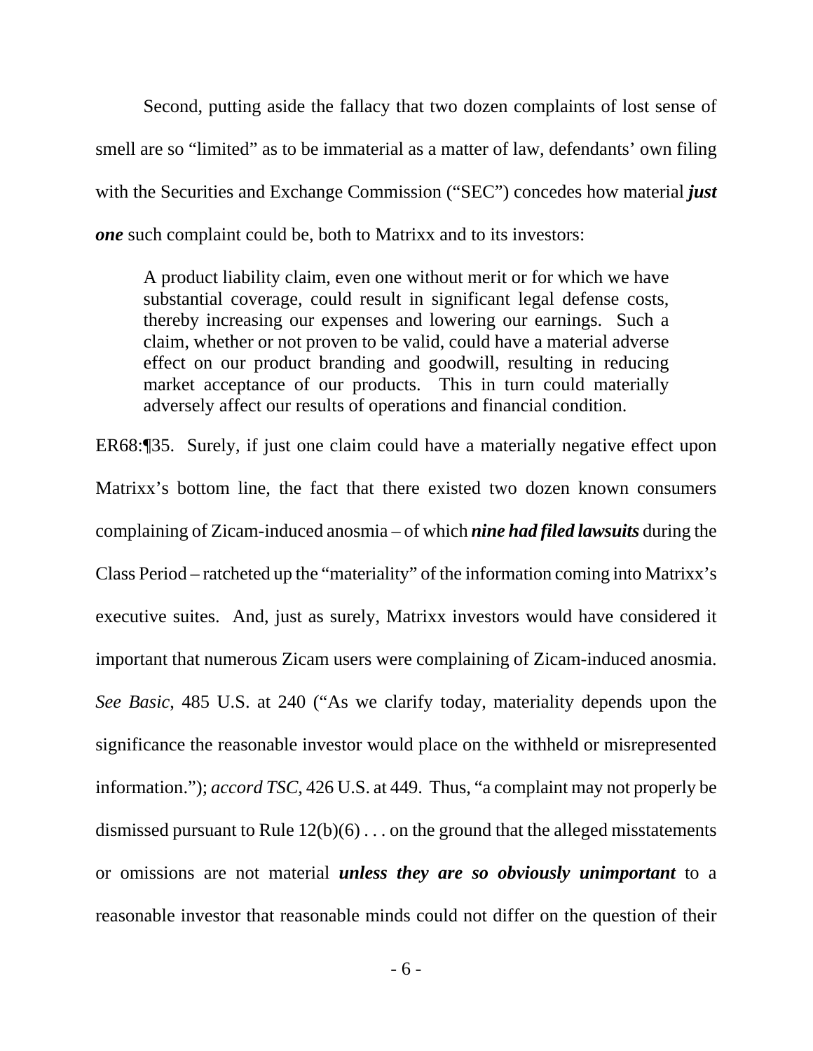Second, putting aside the fallacy that two dozen complaints of lost sense of smell are so "limited" as to be immaterial as a matter of law, defendants' own filing with the Securities and Exchange Commission ("SEC") concedes how material ***just one*** such complaint could be, both to Matrixx and to its investors:

> A product liability claim, even one without merit or for which we have substantial coverage, could result in significant legal defense costs, thereby increasing our expenses and lowering our earnings. Such a claim, whether or not proven to be valid, could have a material adverse effect on our product branding and goodwill, resulting in reducing market acceptance of our products. This in turn could materially adversely affect our results of operations and financial condition.

ER68:¶35. Surely, if just one claim could have a materially negative effect upon Matrixx's bottom line, the fact that there existed two dozen known consumers complaining of Zicam-induced anosmia – of which ***nine had filed lawsuits*** during the Class Period – ratcheted up the "materiality" of the information coming into Matrixx's executive suites. And, just as surely, Matrixx investors would have considered it important that numerous Zicam users were complaining of Zicam-induced anosmia. *See Basic*, 485 U.S. at 240 ("As we clarify today, materiality depends upon the significance the reasonable investor would place on the withheld or misrepresented information."); *accord TSC*, 426 U.S. at 449. Thus, "a complaint may not properly be dismissed pursuant to Rule 12(b)(6) . . . on the ground that the alleged misstatements or omissions are not material ***unless they are so obviously unimportant*** to a reasonable investor that reasonable minds could not differ on the question of their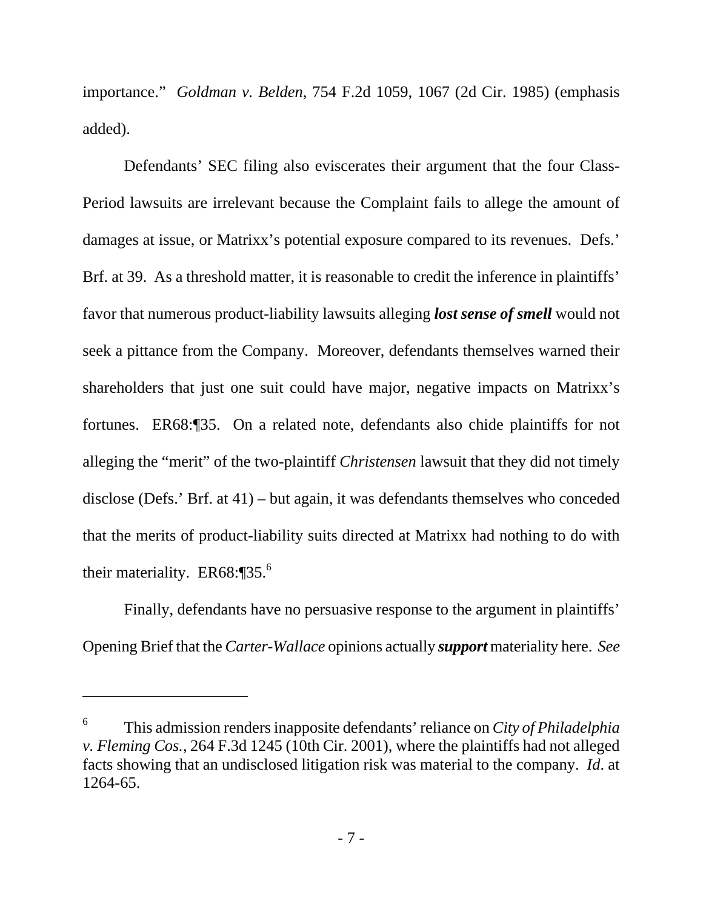importance." *Goldman v. Belden*, 754 F.2d 1059, 1067 (2d Cir. 1985) (emphasis added).

Defendants' SEC filing also eviscerates their argument that the four Class-Period lawsuits are irrelevant because the Complaint fails to allege the amount of damages at issue, or Matrixx's potential exposure compared to its revenues. Defs.' Brf. at 39. As a threshold matter, it is reasonable to credit the inference in plaintiffs' favor that numerous product-liability lawsuits alleging ***lost sense of smell*** would not seek a pittance from the Company. Moreover, defendants themselves warned their shareholders that just one suit could have major, negative impacts on Matrixx's fortunes. ER68:¶35. On a related note, defendants also chide plaintiffs for not alleging the "merit" of the two-plaintiff *Christensen* lawsuit that they did not timely disclose (Defs.' Brf. at 41) – but again, it was defendants themselves who conceded that the merits of product-liability suits directed at Matrixx had nothing to do with their materiality. ER68:¶35.[6]

Finally, defendants have no persuasive response to the argument in plaintiffs' Opening Brief that the *Carter-Wallace* opinions actually ***support*** materiality here. *See*

---

[6] This admission renders inapposite defendants' reliance on *City of Philadelphia v. Fleming Cos.*, 264 F.3d 1245 (10th Cir. 2001), where the plaintiffs had not alleged facts showing that an undisclosed litigation risk was material to the company. *Id*. at 1264-65.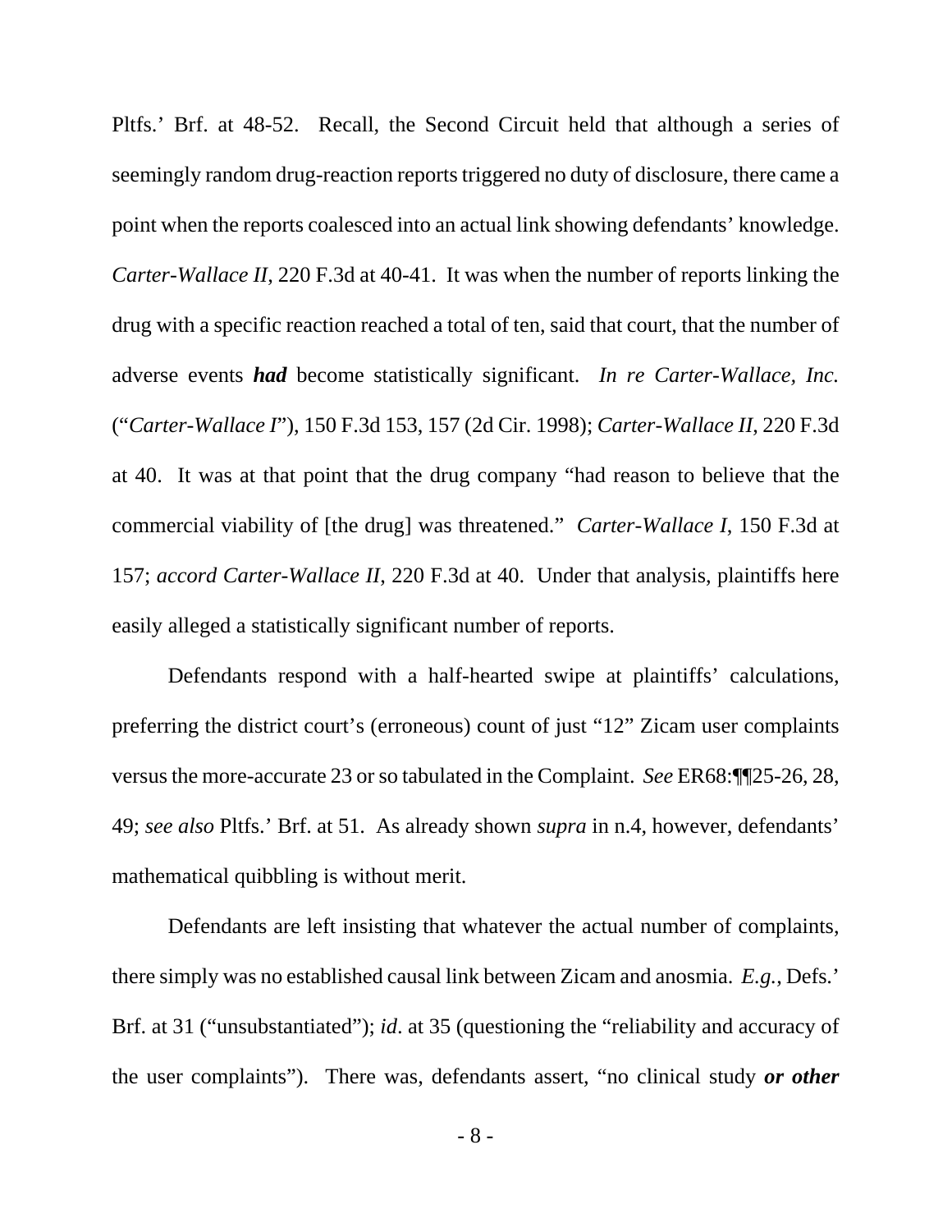Pltfs.' Brf. at 48-52. Recall, the Second Circuit held that although a series of seemingly random drug-reaction reports triggered no duty of disclosure, there came a point when the reports coalesced into an actual link showing defendants' knowledge. *Carter-Wallace II*, 220 F.3d at 40-41. It was when the number of reports linking the drug with a specific reaction reached a total of ten, said that court, that the number of adverse events ***had*** become statistically significant. *In re Carter-Wallace, Inc.* ("*Carter-Wallace I*"), 150 F.3d 153, 157 (2d Cir. 1998); *Carter-Wallace II*, 220 F.3d at 40. It was at that point that the drug company "had reason to believe that the commercial viability of [the drug] was threatened." *Carter-Wallace I*, 150 F.3d at 157; *accord Carter-Wallace II*, 220 F.3d at 40. Under that analysis, plaintiffs here easily alleged a statistically significant number of reports.

Defendants respond with a half-hearted swipe at plaintiffs' calculations, preferring the district court's (erroneous) count of just "12" Zicam user complaints versus the more-accurate 23 or so tabulated in the Complaint. *See* ER68:¶¶25-26, 28, 49; *see also* Pltfs.' Brf. at 51. As already shown *supra* in n.4, however, defendants' mathematical quibbling is without merit.

Defendants are left insisting that whatever the actual number of complaints, there simply was no established causal link between Zicam and anosmia. *E.g.*, Defs.' Brf. at 31 ("unsubstantiated"); *id*. at 35 (questioning the "reliability and accuracy of the user complaints"). There was, defendants assert, "no clinical study ***or other***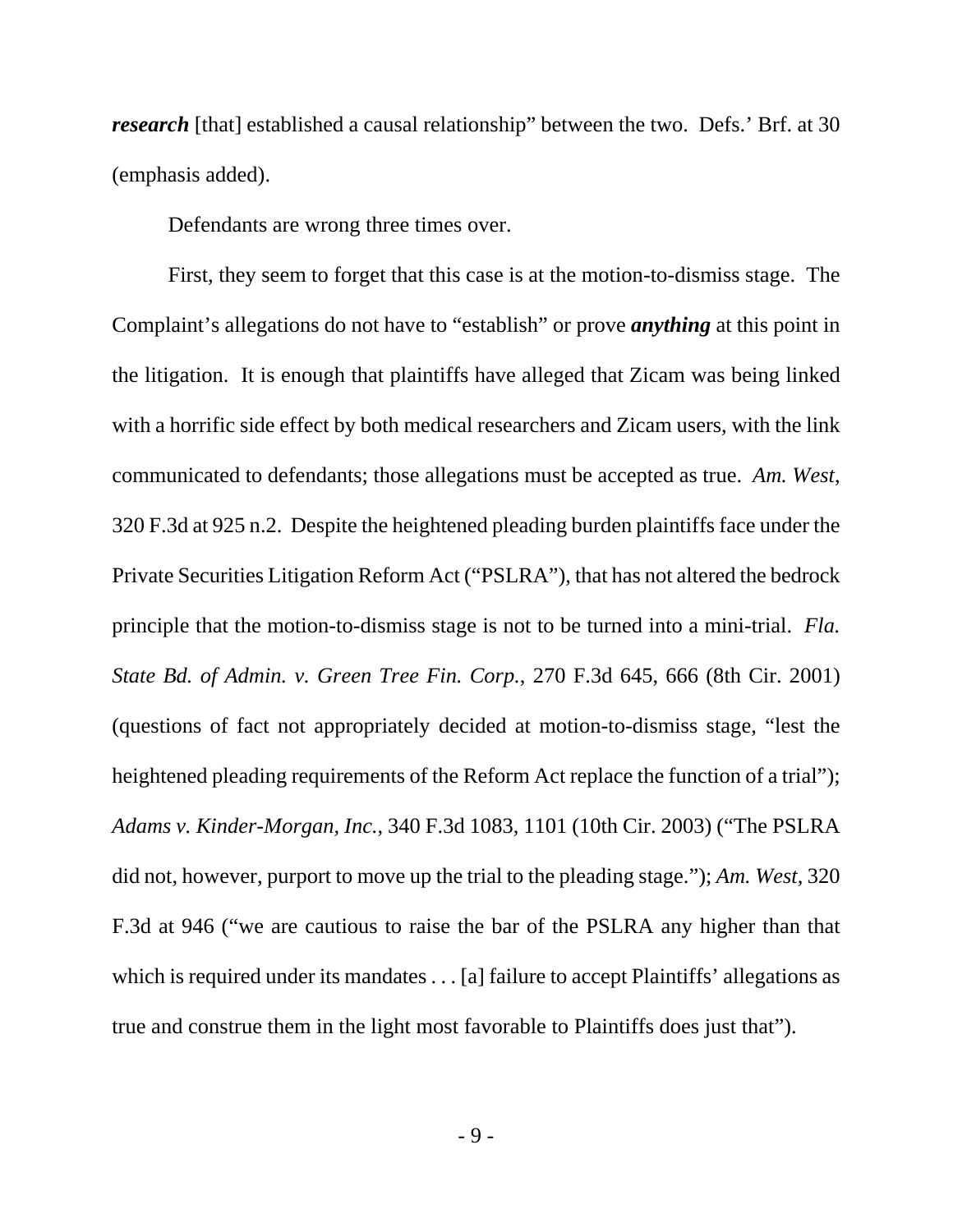***research*** [that] established a causal relationship" between the two. Defs.' Brf. at 30 (emphasis added).

Defendants are wrong three times over.

First, they seem to forget that this case is at the motion-to-dismiss stage. The Complaint's allegations do not have to "establish" or prove ***anything*** at this point in the litigation. It is enough that plaintiffs have alleged that Zicam was being linked with a horrific side effect by both medical researchers and Zicam users, with the link communicated to defendants; those allegations must be accepted as true. *Am. West*, 320 F.3d at 925 n.2. Despite the heightened pleading burden plaintiffs face under the Private Securities Litigation Reform Act ("PSLRA"), that has not altered the bedrock principle that the motion-to-dismiss stage is not to be turned into a mini-trial. *Fla. State Bd. of Admin. v. Green Tree Fin. Corp.*, 270 F.3d 645, 666 (8th Cir. 2001) (questions of fact not appropriately decided at motion-to-dismiss stage, "lest the heightened pleading requirements of the Reform Act replace the function of a trial"); *Adams v. Kinder-Morgan, Inc.*, 340 F.3d 1083, 1101 (10th Cir. 2003) ("The PSLRA did not, however, purport to move up the trial to the pleading stage."); *Am. West*, 320 F.3d at 946 ("we are cautious to raise the bar of the PSLRA any higher than that which is required under its mandates . . . [a] failure to accept Plaintiffs' allegations as true and construe them in the light most favorable to Plaintiffs does just that").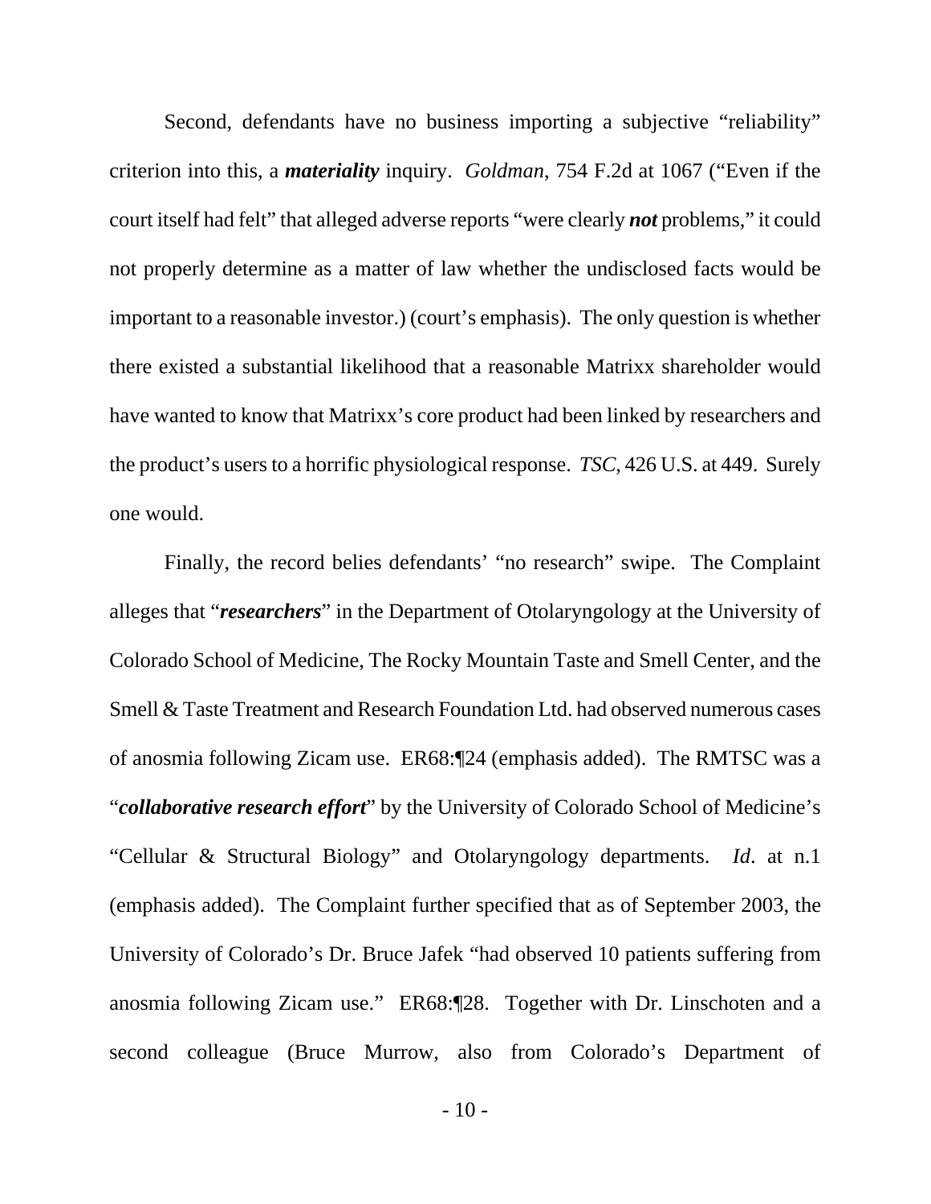Second, defendants have no business importing a subjective "reliability" criterion into this, a ***materiality*** inquiry. *Goldman,* 754 F.2d at 1067 ("Even if the court itself had felt" that alleged adverse reports "were clearly ***not*** problems," it could not properly determine as a matter of law whether the undisclosed facts would be important to a reasonable investor.) (court's emphasis). The only question is whether there existed a substantial likelihood that a reasonable Matrixx shareholder would have wanted to know that Matrixx's core product had been linked by researchers and the product's users to a horrific physiological response. *TSC*, 426 U.S. at 449. Surely one would.

Finally, the record belies defendants' "no research" swipe. The Complaint alleges that "***researchers***" in the Department of Otolaryngology at the University of Colorado School of Medicine, The Rocky Mountain Taste and Smell Center, and the Smell & Taste Treatment and Research Foundation Ltd. had observed numerous cases of anosmia following Zicam use. ER68:¶24 (emphasis added). The RMTSC was a "***collaborative research effort***" by the University of Colorado School of Medicine's "Cellular & Structural Biology" and Otolaryngology departments. *Id.* at n.1 (emphasis added). The Complaint further specified that as of September 2003, the University of Colorado's Dr. Bruce Jafek "had observed 10 patients suffering from anosmia following Zicam use." ER68:¶28. Together with Dr. Linschoten and a second colleague (Bruce Murrow, also from Colorado's Department of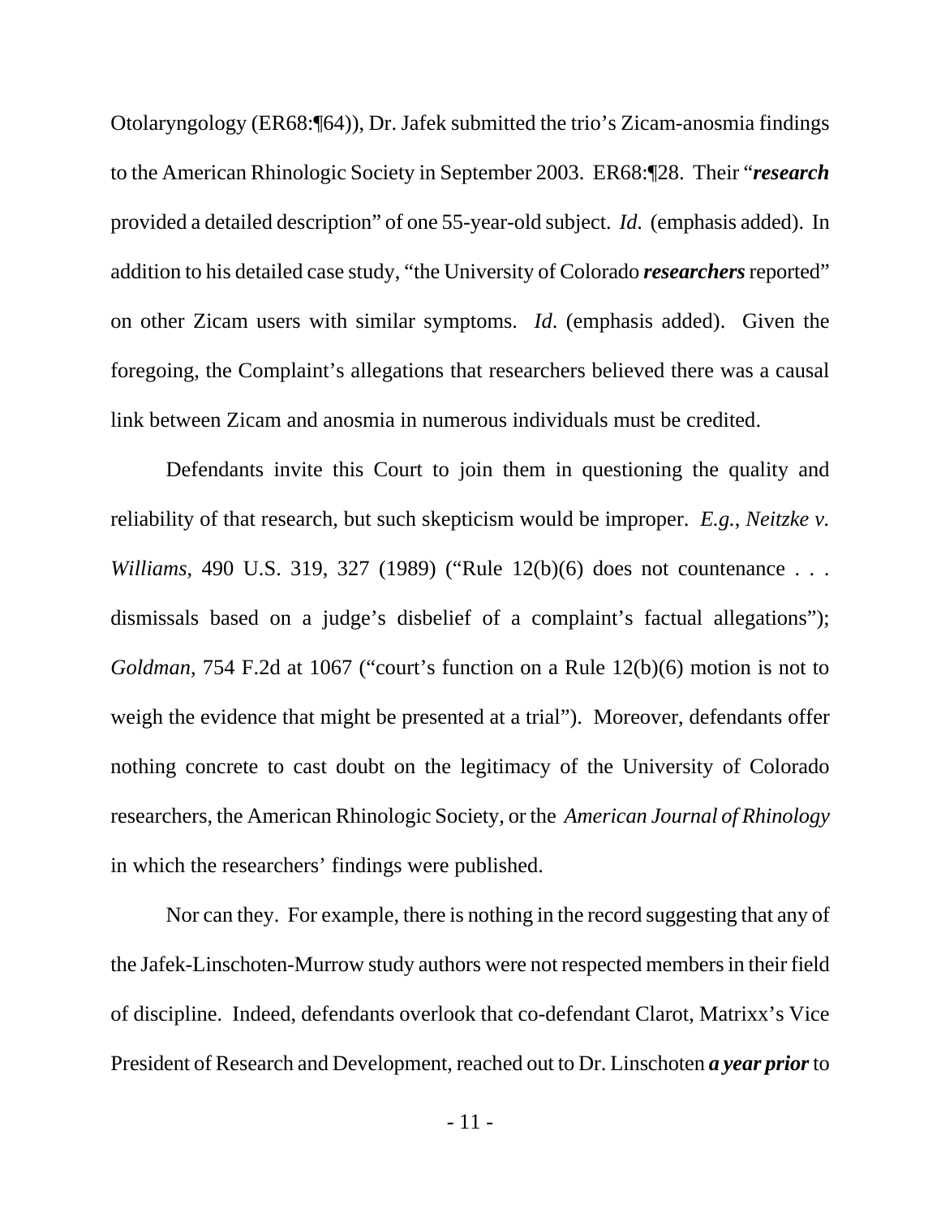Otolaryngology (ER68:¶64)), Dr. Jafek submitted the trio's Zicam-anosmia findings to the American Rhinologic Society in September 2003. ER68:¶28. Their "***research*** provided a detailed description" of one 55-year-old subject. *Id.* (emphasis added). In addition to his detailed case study, "the University of Colorado ***researchers*** reported" on other Zicam users with similar symptoms. *Id*. (emphasis added). Given the foregoing, the Complaint's allegations that researchers believed there was a causal link between Zicam and anosmia in numerous individuals must be credited.

Defendants invite this Court to join them in questioning the quality and reliability of that research, but such skepticism would be improper. *E.g.*, *Neitzke v. Williams*, 490 U.S. 319, 327 (1989) ("Rule 12(b)(6) does not countenance . . . dismissals based on a judge's disbelief of a complaint's factual allegations"); *Goldman*, 754 F.2d at 1067 ("court's function on a Rule 12(b)(6) motion is not to weigh the evidence that might be presented at a trial"). Moreover, defendants offer nothing concrete to cast doubt on the legitimacy of the University of Colorado researchers, the American Rhinologic Society, or the *American Journal of Rhinology* in which the researchers' findings were published.

Nor can they. For example, there is nothing in the record suggesting that any of the Jafek-Linschoten-Murrow study authors were not respected members in their field of discipline. Indeed, defendants overlook that co-defendant Clarot, Matrixx's Vice President of Research and Development, reached out to Dr. Linschoten ***a year prior*** to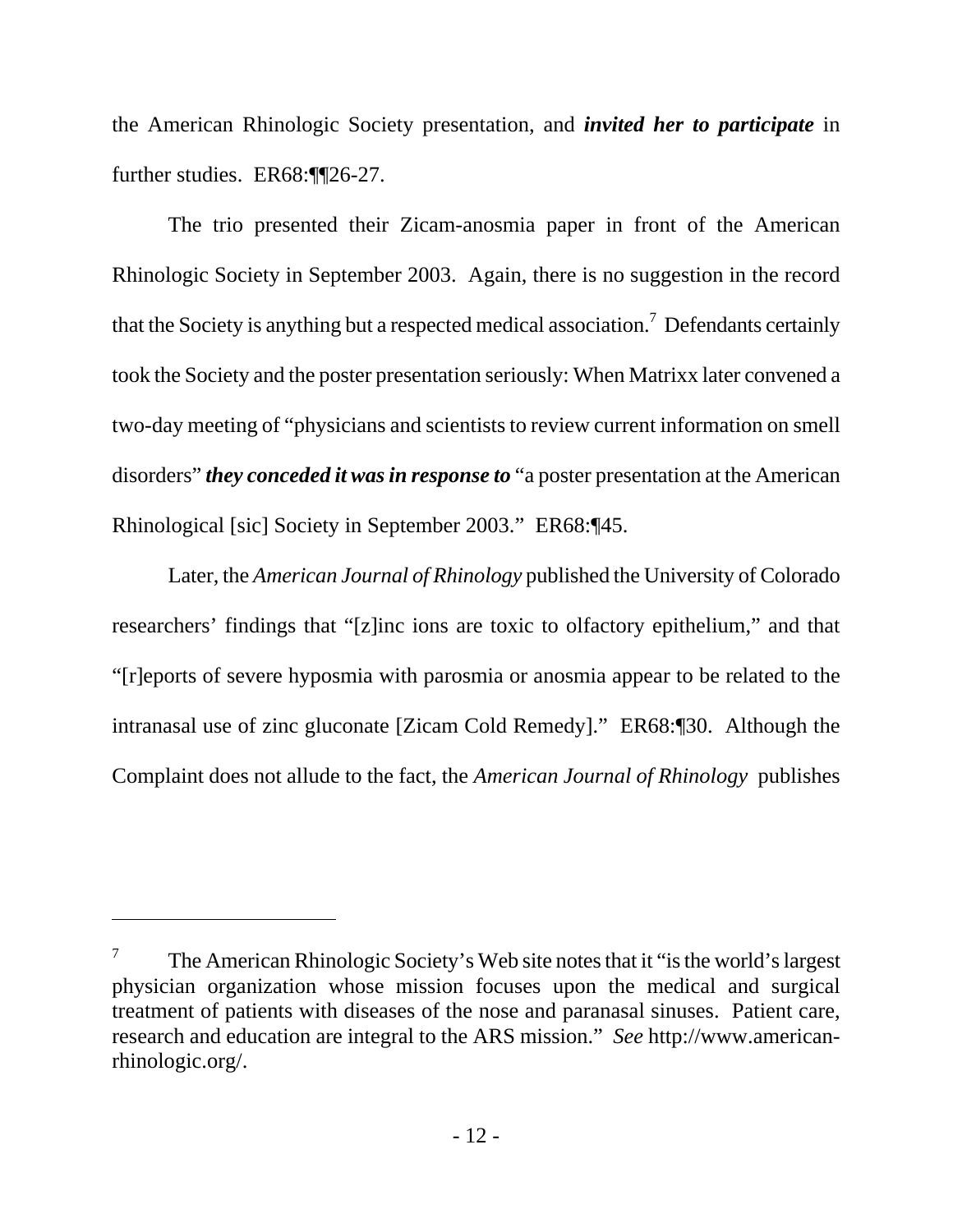the American Rhinologic Society presentation, and ***invited her to participate*** in further studies. ER68:¶¶26-27.

The trio presented their Zicam-anosmia paper in front of the American Rhinologic Society in September 2003. Again, there is no suggestion in the record that the Society is anything but a respected medical association.[7] Defendants certainly took the Society and the poster presentation seriously: When Matrixx later convened a two-day meeting of "physicians and scientists to review current information on smell disorders" ***they conceded it was in response to*** "a poster presentation at the American Rhinological [sic] Society in September 2003." ER68:¶45.

Later, the *American Journal of Rhinology* published the University of Colorado researchers' findings that "[z]inc ions are toxic to olfactory epithelium," and that "[r]eports of severe hyposmia with parosmia or anosmia appear to be related to the intranasal use of zinc gluconate [Zicam Cold Remedy]." ER68:¶30. Although the Complaint does not allude to the fact, the *American Journal of Rhinology* publishes

---

[7] The American Rhinologic Society's Web site notes that it "is the world's largest physician organization whose mission focuses upon the medical and surgical treatment of patients with diseases of the nose and paranasal sinuses. Patient care, research and education are integral to the ARS mission." *See* http://www.american-rhinologic.org/.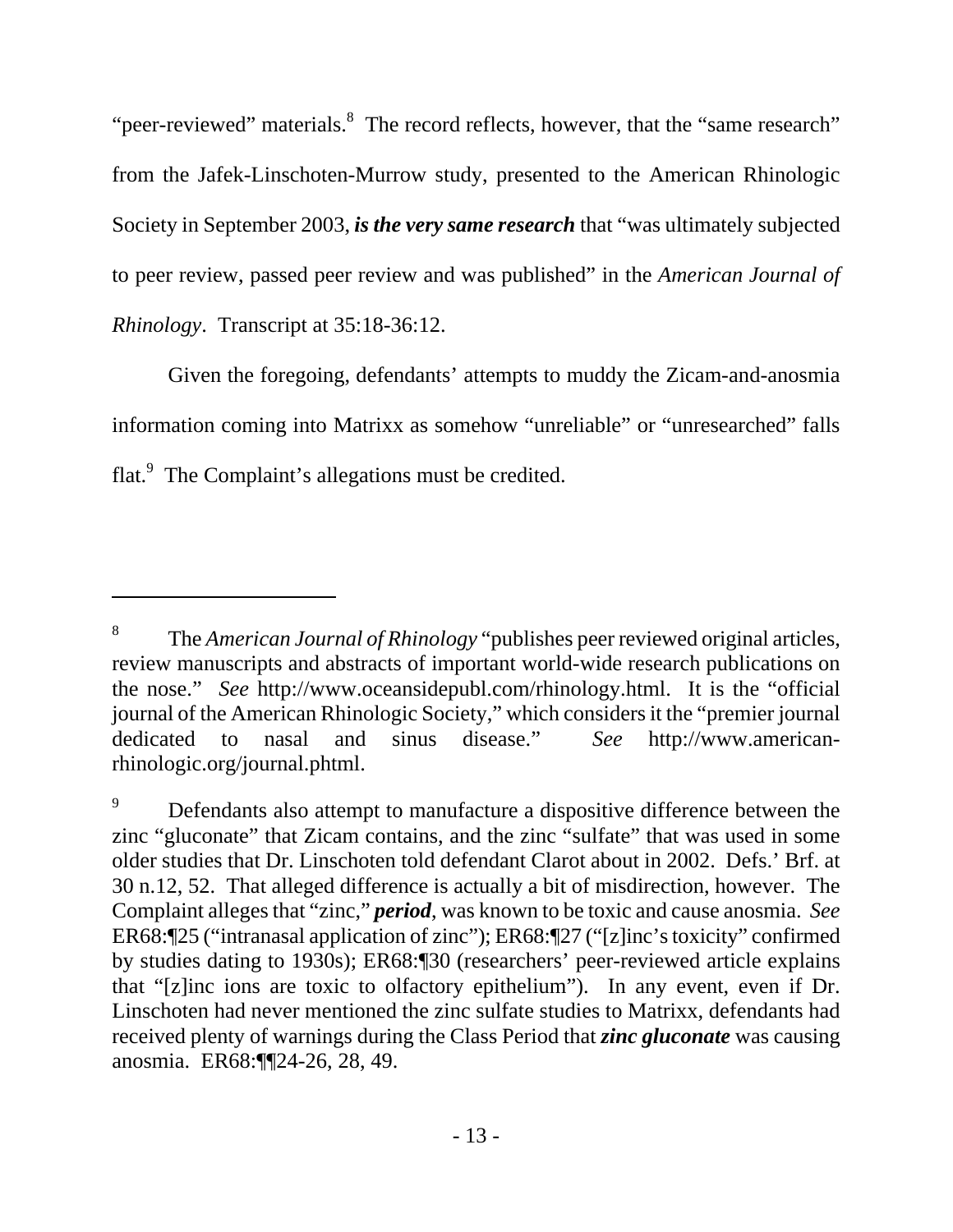"peer-reviewed" materials.[8] The record reflects, however, that the "same research" from the Jafek-Linschoten-Murrow study, presented to the American Rhinologic Society in September 2003, ***is the very same research*** that "was ultimately subjected to peer review, passed peer review and was published" in the *American Journal of Rhinology*. Transcript at 35:18-36:12.

Given the foregoing, defendants' attempts to muddy the Zicam-and-anosmia information coming into Matrixx as somehow "unreliable" or "unresearched" falls flat.[9] The Complaint's allegations must be credited.

---

[8] The *American Journal of Rhinology* "publishes peer reviewed original articles, review manuscripts and abstracts of important world-wide research publications on the nose." *See* http://www.oceansidepubl.com/rhinology.html. It is the "official journal of the American Rhinologic Society," which considers it the "premier journal dedicated to nasal and sinus disease." *See* http://www.american-rhinologic.org/journal.phtml.

[9] Defendants also attempt to manufacture a dispositive difference between the zinc "gluconate" that Zicam contains, and the zinc "sulfate" that was used in some older studies that Dr. Linschoten told defendant Clarot about in 2002. Defs.' Brf. at 30 n.12, 52. That alleged difference is actually a bit of misdirection, however. The Complaint alleges that "zinc," ***period***, was known to be toxic and cause anosmia. *See* ER68:¶25 ("intranasal application of zinc"); ER68:¶27 ("[z]inc's toxicity" confirmed by studies dating to 1930s); ER68:¶30 (researchers' peer-reviewed article explains that "[z]inc ions are toxic to olfactory epithelium"). In any event, even if Dr. Linschoten had never mentioned the zinc sulfate studies to Matrixx, defendants had received plenty of warnings during the Class Period that ***zinc gluconate*** was causing anosmia. ER68:¶¶24-26, 28, 49.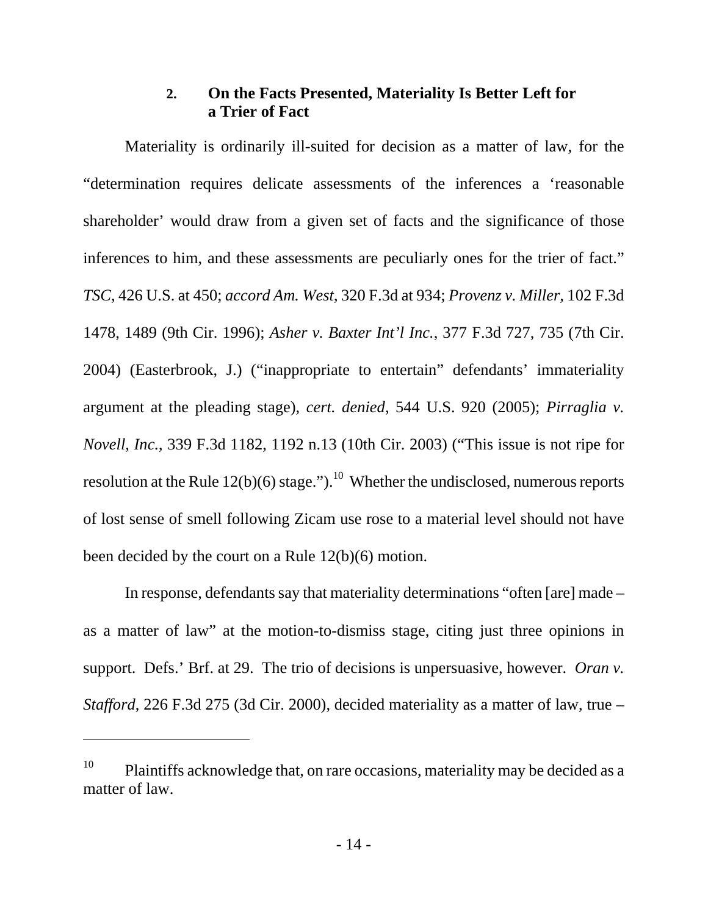### 2. On the Facts Presented, Materiality Is Better Left for a Trier of Fact

Materiality is ordinarily ill-suited for decision as a matter of law, for the "determination requires delicate assessments of the inferences a 'reasonable shareholder' would draw from a given set of facts and the significance of those inferences to him, and these assessments are peculiarly ones for the trier of fact." *TSC*, 426 U.S. at 450; *accord Am. West*, 320 F.3d at 934; *Provenz v. Miller*, 102 F.3d 1478, 1489 (9th Cir. 1996); *Asher v. Baxter Int'l Inc.*, 377 F.3d 727, 735 (7th Cir. 2004) (Easterbrook, J.) ("inappropriate to entertain" defendants' immateriality argument at the pleading stage), *cert. denied*, 544 U.S. 920 (2005); *Pirraglia v. Novell, Inc.*, 339 F.3d 1182, 1192 n.13 (10th Cir. 2003) ("This issue is not ripe for resolution at the Rule 12(b)(6) stage.").[10] Whether the undisclosed, numerous reports of lost sense of smell following Zicam use rose to a material level should not have been decided by the court on a Rule 12(b)(6) motion.

In response, defendants say that materiality determinations "often [are] made – as a matter of law" at the motion-to-dismiss stage, citing just three opinions in support. Defs.' Brf. at 29. The trio of decisions is unpersuasive, however. *Oran v. Stafford*, 226 F.3d 275 (3d Cir. 2000), decided materiality as a matter of law, true –

---

[10] Plaintiffs acknowledge that, on rare occasions, materiality may be decided as a matter of law.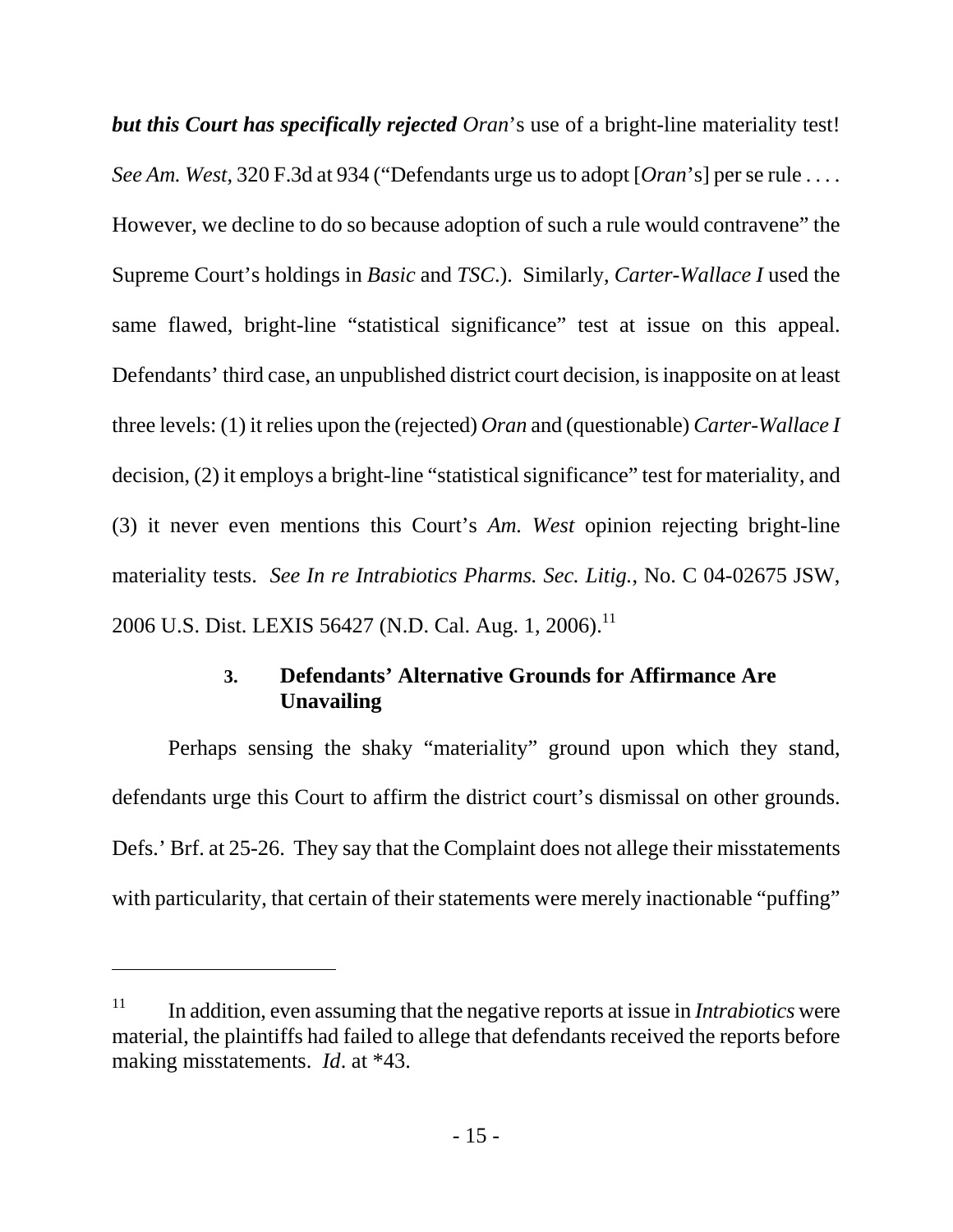***but this Court has specifically rejected*** *Oran*'s use of a bright-line materiality test! *See Am. West*, 320 F.3d at 934 ("Defendants urge us to adopt [*Oran*'s] per se rule . . . . However, we decline to do so because adoption of such a rule would contravene" the Supreme Court's holdings in *Basic* and *TSC*.). Similarly, *Carter-Wallace I* used the same flawed, bright-line "statistical significance" test at issue on this appeal. Defendants' third case, an unpublished district court decision, is inapposite on at least three levels: (1) it relies upon the (rejected) *Oran* and (questionable) *Carter-Wallace I* decision, (2) it employs a bright-line "statistical significance" test for materiality, and (3) it never even mentions this Court's *Am. West* opinion rejecting bright-line materiality tests. *See In re Intrabiotics Pharms. Sec. Litig.*, No. C 04-02675 JSW, 2006 U.S. Dist. LEXIS 56427 (N.D. Cal. Aug. 1, 2006).[11]

### 3. Defendants' Alternative Grounds for Affirmance Are Unavailing

Perhaps sensing the shaky "materiality" ground upon which they stand, defendants urge this Court to affirm the district court's dismissal on other grounds. Defs.' Brf. at 25-26. They say that the Complaint does not allege their misstatements with particularity, that certain of their statements were merely inactionable "puffing"

---

[11] In addition, even assuming that the negative reports at issue in *Intrabiotics* were material, the plaintiffs had failed to allege that defendants received the reports before making misstatements. *Id*. at *43.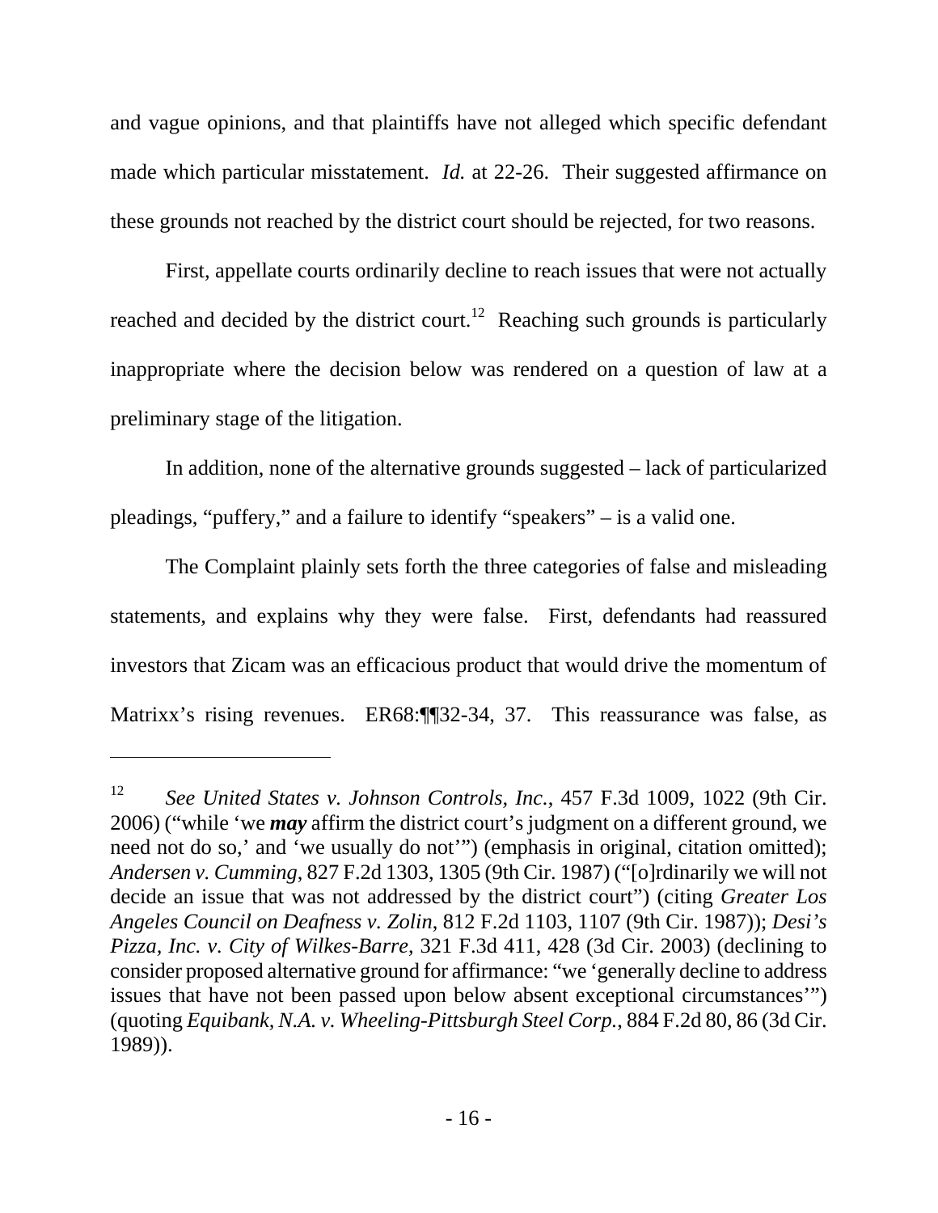and vague opinions, and that plaintiffs have not alleged which specific defendant made which particular misstatement. *Id.* at 22-26. Their suggested affirmance on these grounds not reached by the district court should be rejected, for two reasons.

First, appellate courts ordinarily decline to reach issues that were not actually reached and decided by the district court.[12] Reaching such grounds is particularly inappropriate where the decision below was rendered on a question of law at a preliminary stage of the litigation.

In addition, none of the alternative grounds suggested – lack of particularized pleadings, "puffery," and a failure to identify "speakers" – is a valid one.

The Complaint plainly sets forth the three categories of false and misleading statements, and explains why they were false. First, defendants had reassured investors that Zicam was an efficacious product that would drive the momentum of Matrixx's rising revenues. ER68:¶¶32-34, 37. This reassurance was false, as

---

[12] *See United States v. Johnson Controls, Inc.*, 457 F.3d 1009, 1022 (9th Cir. 2006) ("while 'we ***may*** affirm the district court's judgment on a different ground, we need not do so,' and 'we usually do not'") (emphasis in original, citation omitted); *Andersen v. Cumming*, 827 F.2d 1303, 1305 (9th Cir. 1987) ("[o]rdinarily we will not decide an issue that was not addressed by the district court") (citing *Greater Los Angeles Council on Deafness v. Zolin*, 812 F.2d 1103, 1107 (9th Cir. 1987)); *Desi's Pizza, Inc. v. City of Wilkes-Barre*, 321 F.3d 411, 428 (3d Cir. 2003) (declining to consider proposed alternative ground for affirmance: "we 'generally decline to address issues that have not been passed upon below absent exceptional circumstances'") (quoting *Equibank, N.A. v. Wheeling-Pittsburgh Steel Corp.*, 884 F.2d 80, 86 (3d Cir. 1989)).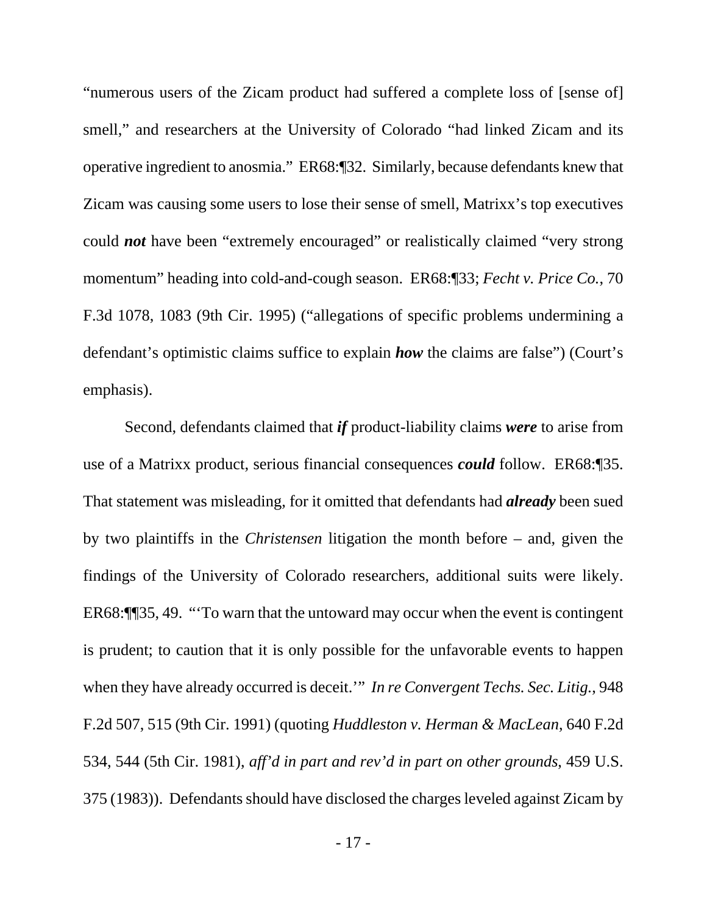"numerous users of the Zicam product had suffered a complete loss of [sense of] smell," and researchers at the University of Colorado "had linked Zicam and its operative ingredient to anosmia." ER68:¶32. Similarly, because defendants knew that Zicam was causing some users to lose their sense of smell, Matrixx's top executives could ***not*** have been "extremely encouraged" or realistically claimed "very strong momentum" heading into cold-and-cough season. ER68:¶33; *Fecht v. Price Co.*, 70 F.3d 1078, 1083 (9th Cir. 1995) ("allegations of specific problems undermining a defendant's optimistic claims suffice to explain ***how*** the claims are false") (Court's emphasis).

Second, defendants claimed that ***if*** product-liability claims ***were*** to arise from use of a Matrixx product, serious financial consequences ***could*** follow. ER68:¶35. That statement was misleading, for it omitted that defendants had ***already*** been sued by two plaintiffs in the *Christensen* litigation the month before – and, given the findings of the University of Colorado researchers, additional suits were likely. ER68:¶¶35, 49. "'To warn that the untoward may occur when the event is contingent is prudent; to caution that it is only possible for the unfavorable events to happen when they have already occurred is deceit.'" *In re Convergent Techs. Sec. Litig.*, 948 F.2d 507, 515 (9th Cir. 1991) (quoting *Huddleston v. Herman & MacLean*, 640 F.2d 534, 544 (5th Cir. 1981), *aff'd in part and rev'd in part on other grounds*, 459 U.S. 375 (1983)). Defendants should have disclosed the charges leveled against Zicam by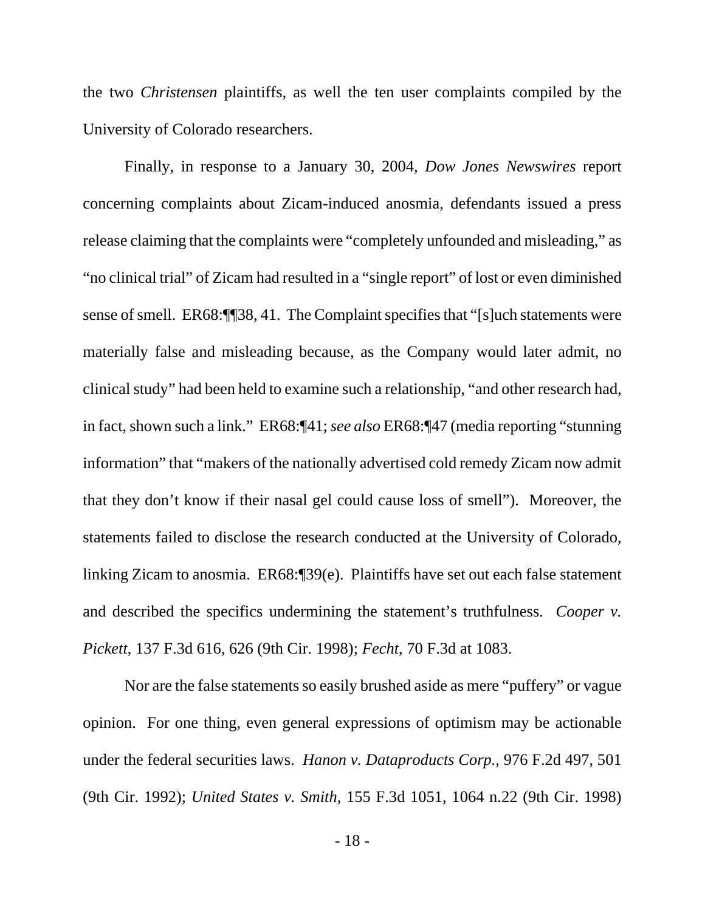the two *Christensen* plaintiffs, as well the ten user complaints compiled by the University of Colorado researchers.

Finally, in response to a January 30, 2004, *Dow Jones Newswires* report concerning complaints about Zicam-induced anosmia, defendants issued a press release claiming that the complaints were "completely unfounded and misleading," as "no clinical trial" of Zicam had resulted in a "single report" of lost or even diminished sense of smell. ER68:¶¶38, 41. The Complaint specifies that "[s]uch statements were materially false and misleading because, as the Company would later admit, no clinical study" had been held to examine such a relationship, "and other research had, in fact, shown such a link." ER68:¶41; *see also* ER68:¶47 (media reporting "stunning information" that "makers of the nationally advertised cold remedy Zicam now admit that they don't know if their nasal gel could cause loss of smell"). Moreover, the statements failed to disclose the research conducted at the University of Colorado, linking Zicam to anosmia. ER68:¶39(e). Plaintiffs have set out each false statement and described the specifics undermining the statement's truthfulness. *Cooper v. Pickett*, 137 F.3d 616, 626 (9th Cir. 1998); *Fecht*, 70 F.3d at 1083.

Nor are the false statements so easily brushed aside as mere "puffery" or vague opinion. For one thing, even general expressions of optimism may be actionable under the federal securities laws. *Hanon v. Dataproducts Corp.*, 976 F.2d 497, 501 (9th Cir. 1992); *United States v. Smith*, 155 F.3d 1051, 1064 n.22 (9th Cir. 1998)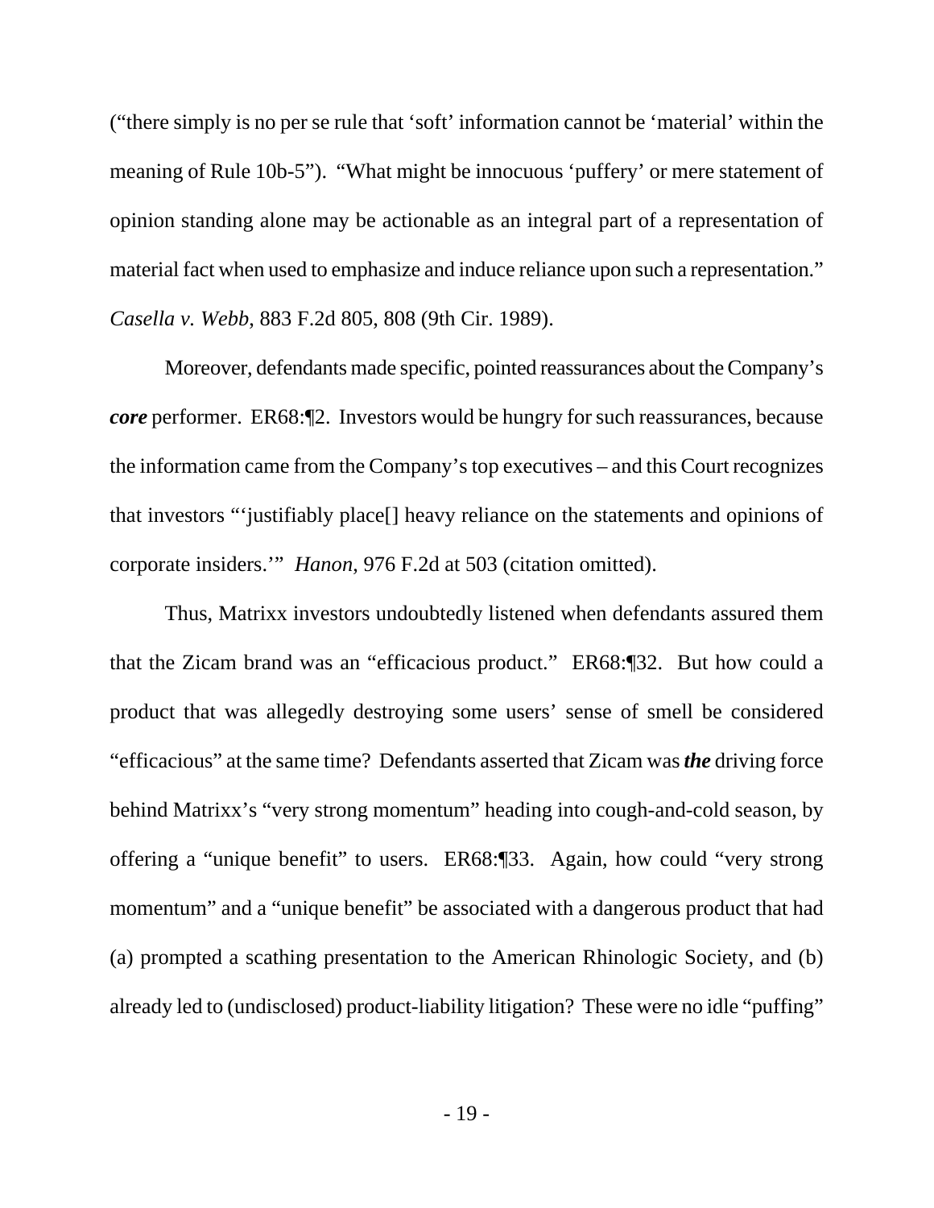("there simply is no per se rule that 'soft' information cannot be 'material' within the meaning of Rule 10b-5"). "What might be innocuous 'puffery' or mere statement of opinion standing alone may be actionable as an integral part of a representation of material fact when used to emphasize and induce reliance upon such a representation." *Casella v. Webb*, 883 F.2d 805, 808 (9th Cir. 1989).

Moreover, defendants made specific, pointed reassurances about the Company's ***core*** performer. ER68:¶2. Investors would be hungry for such reassurances, because the information came from the Company's top executives – and this Court recognizes that investors "'justifiably place[] heavy reliance on the statements and opinions of corporate insiders.'" *Hanon*, 976 F.2d at 503 (citation omitted).

Thus, Matrixx investors undoubtedly listened when defendants assured them that the Zicam brand was an "efficacious product." ER68:¶32. But how could a product that was allegedly destroying some users' sense of smell be considered "efficacious" at the same time? Defendants asserted that Zicam was ***the*** driving force behind Matrixx's "very strong momentum" heading into cough-and-cold season, by offering a "unique benefit" to users. ER68:¶33. Again, how could "very strong momentum" and a "unique benefit" be associated with a dangerous product that had (a) prompted a scathing presentation to the American Rhinologic Society, and (b) already led to (undisclosed) product-liability litigation? These were no idle "puffing"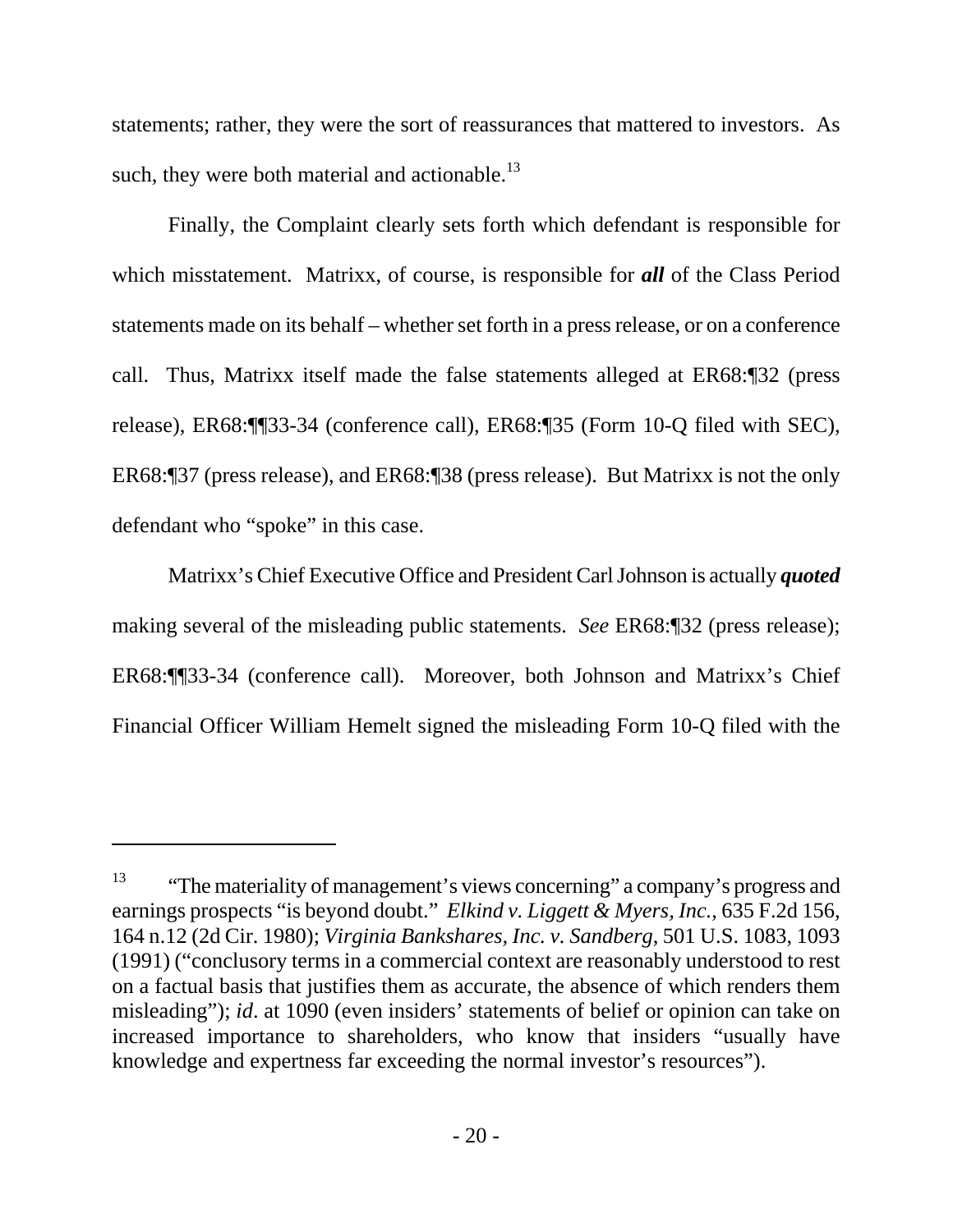statements; rather, they were the sort of reassurances that mattered to investors. As such, they were both material and actionable.[13]

Finally, the Complaint clearly sets forth which defendant is responsible for which misstatement. Matrixx, of course, is responsible for ***all*** of the Class Period statements made on its behalf – whether set forth in a press release, or on a conference call. Thus, Matrixx itself made the false statements alleged at ER68:¶32 (press release), ER68:¶¶33-34 (conference call), ER68:¶35 (Form 10-Q filed with SEC), ER68:¶37 (press release), and ER68:¶38 (press release). But Matrixx is not the only defendant who "spoke" in this case.

Matrixx's Chief Executive Office and President Carl Johnson is actually ***quoted*** making several of the misleading public statements. *See* ER68:¶32 (press release); ER68:¶¶33-34 (conference call). Moreover, both Johnson and Matrixx's Chief Financial Officer William Hemelt signed the misleading Form 10-Q filed with the

---

[13] "The materiality of management's views concerning" a company's progress and earnings prospects "is beyond doubt." *Elkind v. Liggett & Myers, Inc.*, 635 F.2d 156, 164 n.12 (2d Cir. 1980); *Virginia Bankshares, Inc. v. Sandberg*, 501 U.S. 1083, 1093 (1991) ("conclusory terms in a commercial context are reasonably understood to rest on a factual basis that justifies them as accurate, the absence of which renders them misleading"); *id*. at 1090 (even insiders' statements of belief or opinion can take on increased importance to shareholders, who know that insiders "usually have knowledge and expertness far exceeding the normal investor's resources").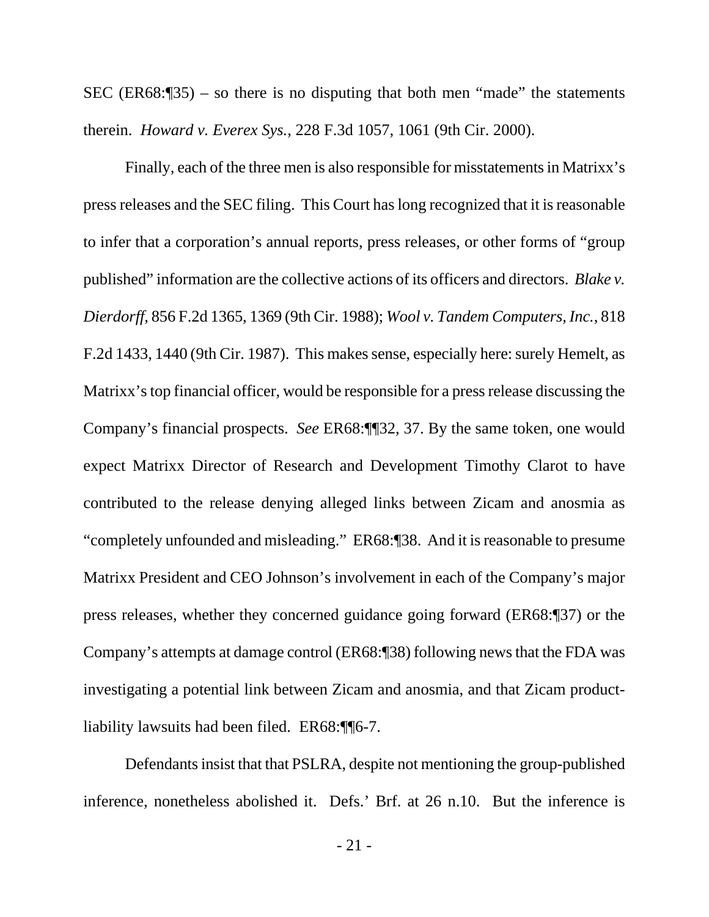SEC (ER68:¶35) – so there is no disputing that both men "made" the statements therein. *Howard v. Everex Sys.*, 228 F.3d 1057, 1061 (9th Cir. 2000).

Finally, each of the three men is also responsible for misstatements in Matrixx's press releases and the SEC filing. This Court has long recognized that it is reasonable to infer that a corporation's annual reports, press releases, or other forms of "group published" information are the collective actions of its officers and directors. *Blake v. Dierdorff*, 856 F.2d 1365, 1369 (9th Cir. 1988); *Wool v. Tandem Computers, Inc.*, 818 F.2d 1433, 1440 (9th Cir. 1987). This makes sense, especially here: surely Hemelt, as Matrixx's top financial officer, would be responsible for a press release discussing the Company's financial prospects. *See* ER68:¶¶32, 37. By the same token, one would expect Matrixx Director of Research and Development Timothy Clarot to have contributed to the release denying alleged links between Zicam and anosmia as "completely unfounded and misleading." ER68:¶38. And it is reasonable to presume Matrixx President and CEO Johnson's involvement in each of the Company's major press releases, whether they concerned guidance going forward (ER68:¶37) or the Company's attempts at damage control (ER68:¶38) following news that the FDA was investigating a potential link between Zicam and anosmia, and that Zicam product-liability lawsuits had been filed. ER68:¶¶6-7.

Defendants insist that that PSLRA, despite not mentioning the group-published inference, nonetheless abolished it. Defs.' Brf. at 26 n.10. But the inference is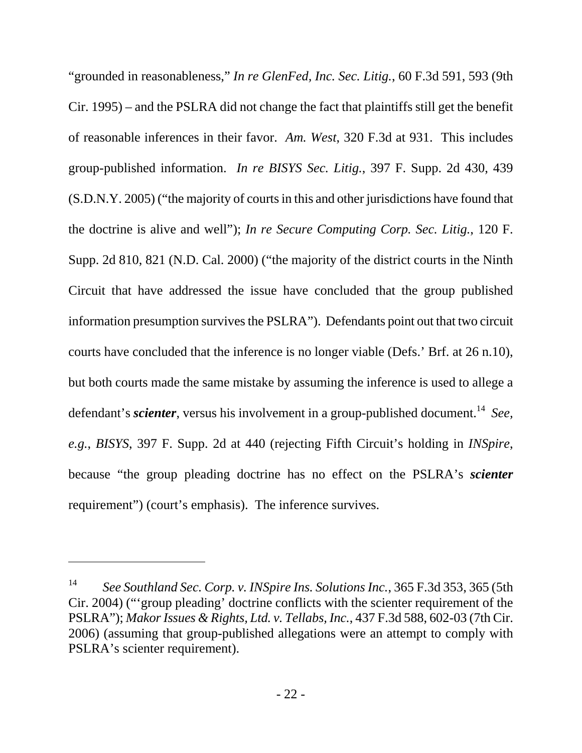"grounded in reasonableness," *In re GlenFed, Inc. Sec. Litig.*, 60 F.3d 591, 593 (9th Cir. 1995) – and the PSLRA did not change the fact that plaintiffs still get the benefit of reasonable inferences in their favor. *Am. West*, 320 F.3d at 931. This includes group-published information. *In re BISYS Sec. Litig.*, 397 F. Supp. 2d 430, 439 (S.D.N.Y. 2005) ("the majority of courts in this and other jurisdictions have found that the doctrine is alive and well"); *In re Secure Computing Corp. Sec. Litig.*, 120 F. Supp. 2d 810, 821 (N.D. Cal. 2000) ("the majority of the district courts in the Ninth Circuit that have addressed the issue have concluded that the group published information presumption survives the PSLRA"). Defendants point out that two circuit courts have concluded that the inference is no longer viable (Defs.' Brf. at 26 n.10), but both courts made the same mistake by assuming the inference is used to allege a defendant's ***scienter***, versus his involvement in a group-published document.[14] *See, e.g.*, *BISYS*, 397 F. Supp. 2d at 440 (rejecting Fifth Circuit's holding in *INSpire*, because "the group pleading doctrine has no effect on the PSLRA's ***scienter*** requirement") (court's emphasis). The inference survives.

---

[14] *See Southland Sec. Corp. v. INSpire Ins. Solutions Inc.*, 365 F.3d 353, 365 (5th Cir. 2004) ("'group pleading' doctrine conflicts with the scienter requirement of the PSLRA"); *Makor Issues & Rights, Ltd. v. Tellabs, Inc.*, 437 F.3d 588, 602-03 (7th Cir. 2006) (assuming that group-published allegations were an attempt to comply with PSLRA's scienter requirement).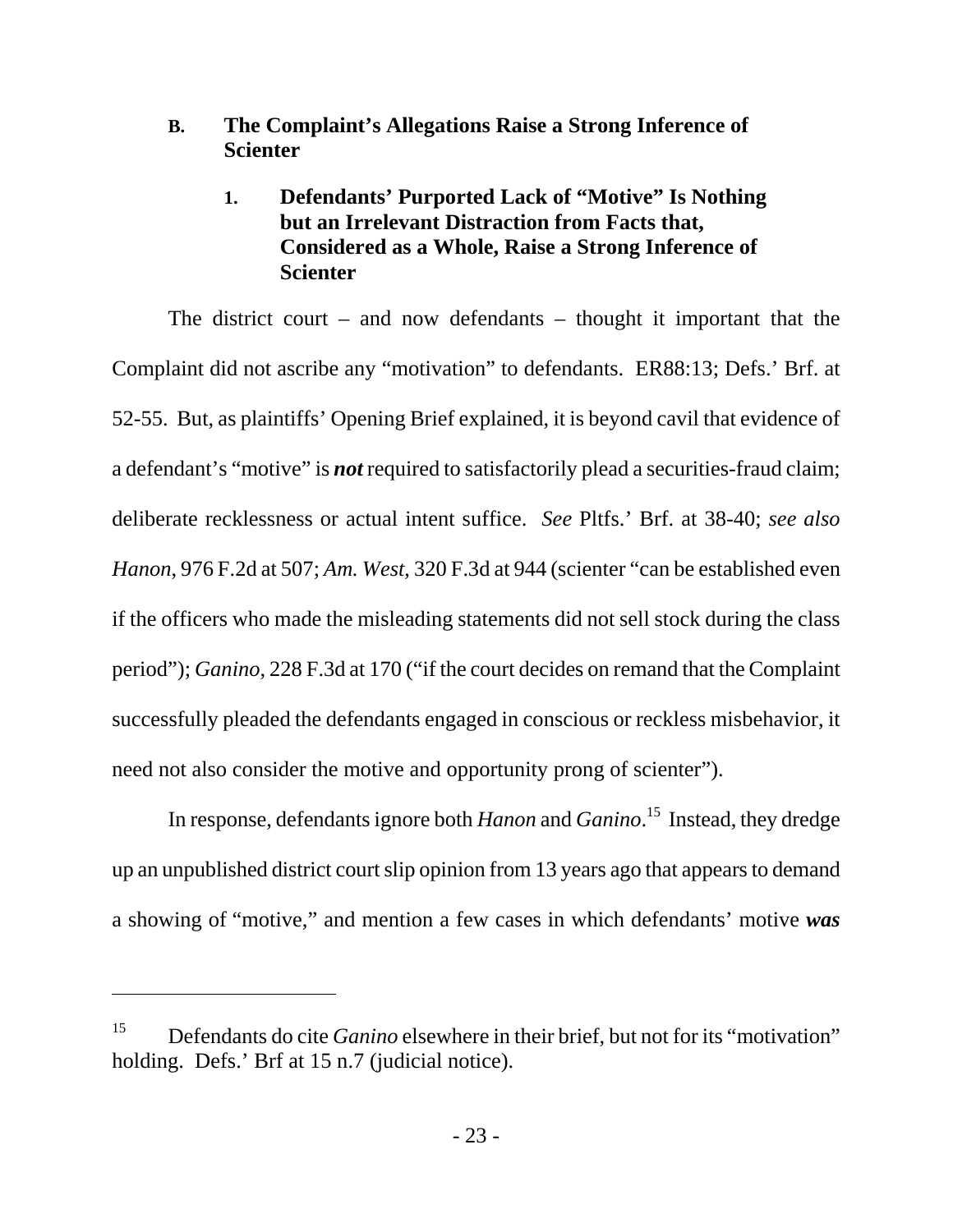### B. The Complaint's Allegations Raise a Strong Inference of Scienter

#### 1. Defendants' Purported Lack of "Motive" Is Nothing but an Irrelevant Distraction from Facts that, Considered as a Whole, Raise a Strong Inference of Scienter

The district court – and now defendants – thought it important that the Complaint did not ascribe any "motivation" to defendants. ER88:13; Defs.' Brf. at 52-55. But, as plaintiffs' Opening Brief explained, it is beyond cavil that evidence of a defendant's "motive" is ***not*** required to satisfactorily plead a securities-fraud claim; deliberate recklessness or actual intent suffice. *See* Pltfs.' Brf. at 38-40; *see also Hanon*, 976 F.2d at 507; *Am. West*, 320 F.3d at 944 (scienter "can be established even if the officers who made the misleading statements did not sell stock during the class period"); *Ganino*, 228 F.3d at 170 ("if the court decides on remand that the Complaint successfully pleaded the defendants engaged in conscious or reckless misbehavior, it need not also consider the motive and opportunity prong of scienter").

In response, defendants ignore both *Hanon* and *Ganino*.[15] Instead, they dredge up an unpublished district court slip opinion from 13 years ago that appears to demand a showing of "motive," and mention a few cases in which defendants' motive ***was***

[15] Defendants do cite *Ganino* elsewhere in their brief, but not for its "motivation" holding. Defs.' Brf at 15 n.7 (judicial notice).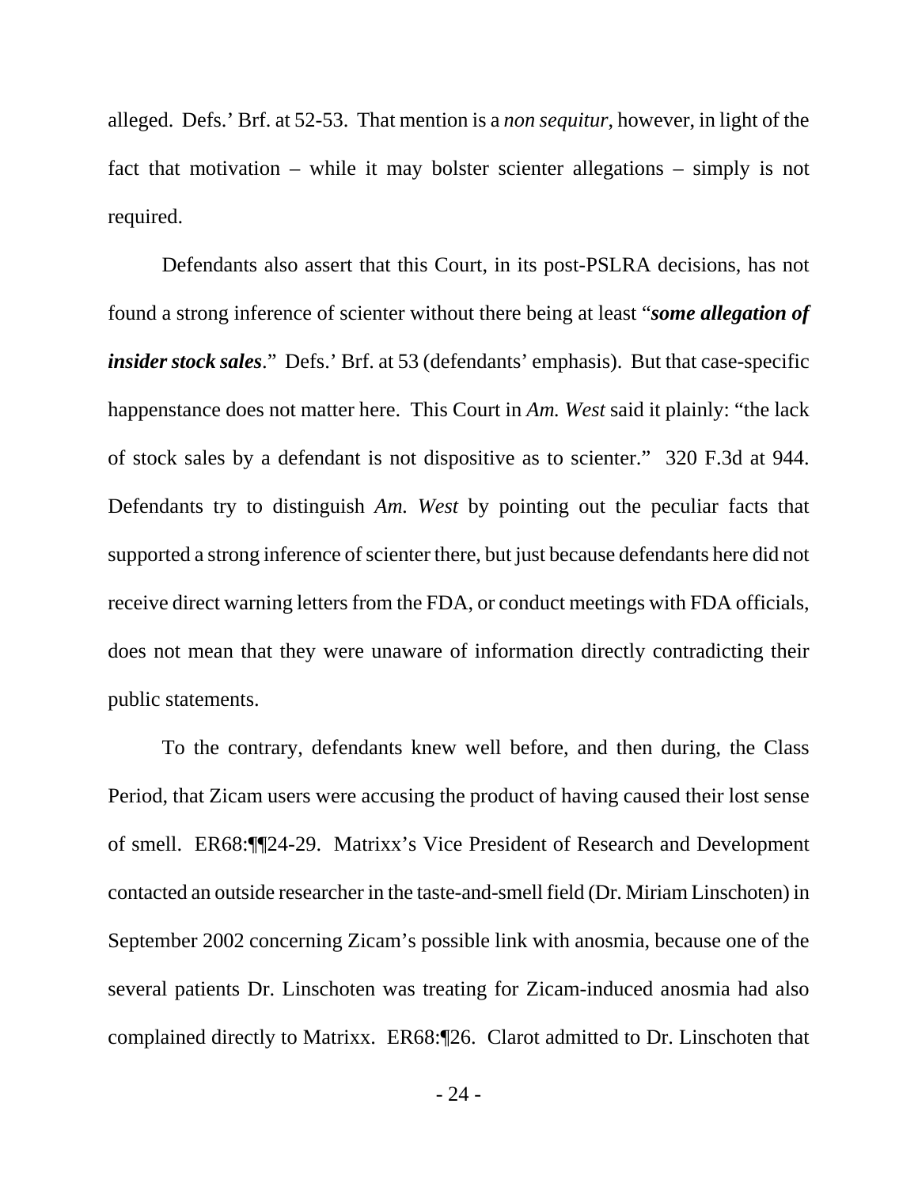alleged. Defs.' Brf. at 52-53. That mention is a *non sequitur*, however, in light of the fact that motivation – while it may bolster scienter allegations – simply is not required.

Defendants also assert that this Court, in its post-PSLRA decisions, has not found a strong inference of scienter without there being at least "***some allegation of insider stock sales***." Defs.' Brf. at 53 (defendants' emphasis). But that case-specific happenstance does not matter here. This Court in *Am. West* said it plainly: "the lack of stock sales by a defendant is not dispositive as to scienter." 320 F.3d at 944. Defendants try to distinguish *Am. West* by pointing out the peculiar facts that supported a strong inference of scienter there, but just because defendants here did not receive direct warning letters from the FDA, or conduct meetings with FDA officials, does not mean that they were unaware of information directly contradicting their public statements.

To the contrary, defendants knew well before, and then during, the Class Period, that Zicam users were accusing the product of having caused their lost sense of smell. ER68:¶¶24-29. Matrixx's Vice President of Research and Development contacted an outside researcher in the taste-and-smell field (Dr. Miriam Linschoten) in September 2002 concerning Zicam's possible link with anosmia, because one of the several patients Dr. Linschoten was treating for Zicam-induced anosmia had also complained directly to Matrixx. ER68:¶26. Clarot admitted to Dr. Linschoten that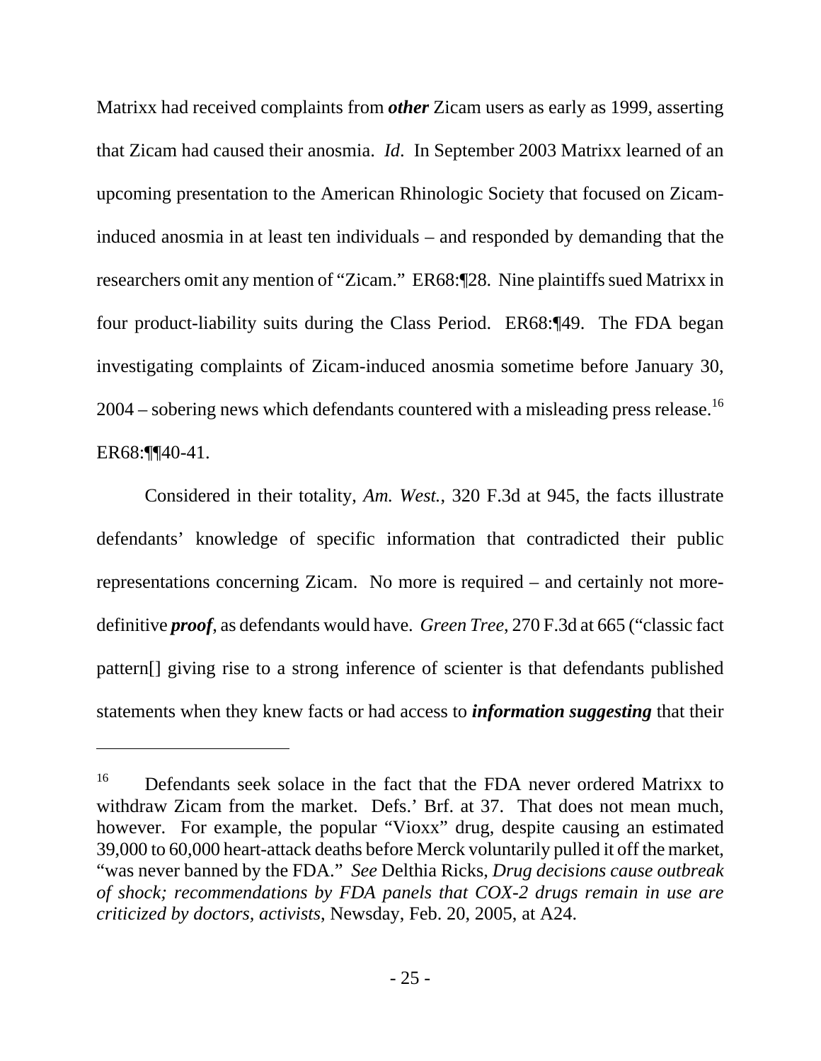Matrixx had received complaints from ***other*** Zicam users as early as 1999, asserting that Zicam had caused their anosmia. *Id*. In September 2003 Matrixx learned of an upcoming presentation to the American Rhinologic Society that focused on Zicam-induced anosmia in at least ten individuals – and responded by demanding that the researchers omit any mention of "Zicam." ER68:¶28. Nine plaintiffs sued Matrixx in four product-liability suits during the Class Period. ER68:¶49. The FDA began investigating complaints of Zicam-induced anosmia sometime before January 30, 2004 – sobering news which defendants countered with a misleading press release.[16] ER68:¶¶40-41.

Considered in their totality, *Am. West.*, 320 F.3d at 945, the facts illustrate defendants' knowledge of specific information that contradicted their public representations concerning Zicam. No more is required – and certainly not more-definitive ***proof***, as defendants would have. *Green Tree*, 270 F.3d at 665 ("classic fact pattern[] giving rise to a strong inference of scienter is that defendants published statements when they knew facts or had access to ***information suggesting*** that their

---

[16] Defendants seek solace in the fact that the FDA never ordered Matrixx to withdraw Zicam from the market. Defs.' Brf. at 37. That does not mean much, however. For example, the popular "Vioxx" drug, despite causing an estimated 39,000 to 60,000 heart-attack deaths before Merck voluntarily pulled it off the market, "was never banned by the FDA." *See* Delthia Ricks, *Drug decisions cause outbreak of shock; recommendations by FDA panels that COX-2 drugs remain in use are criticized by doctors, activists*, Newsday, Feb. 20, 2005, at A24.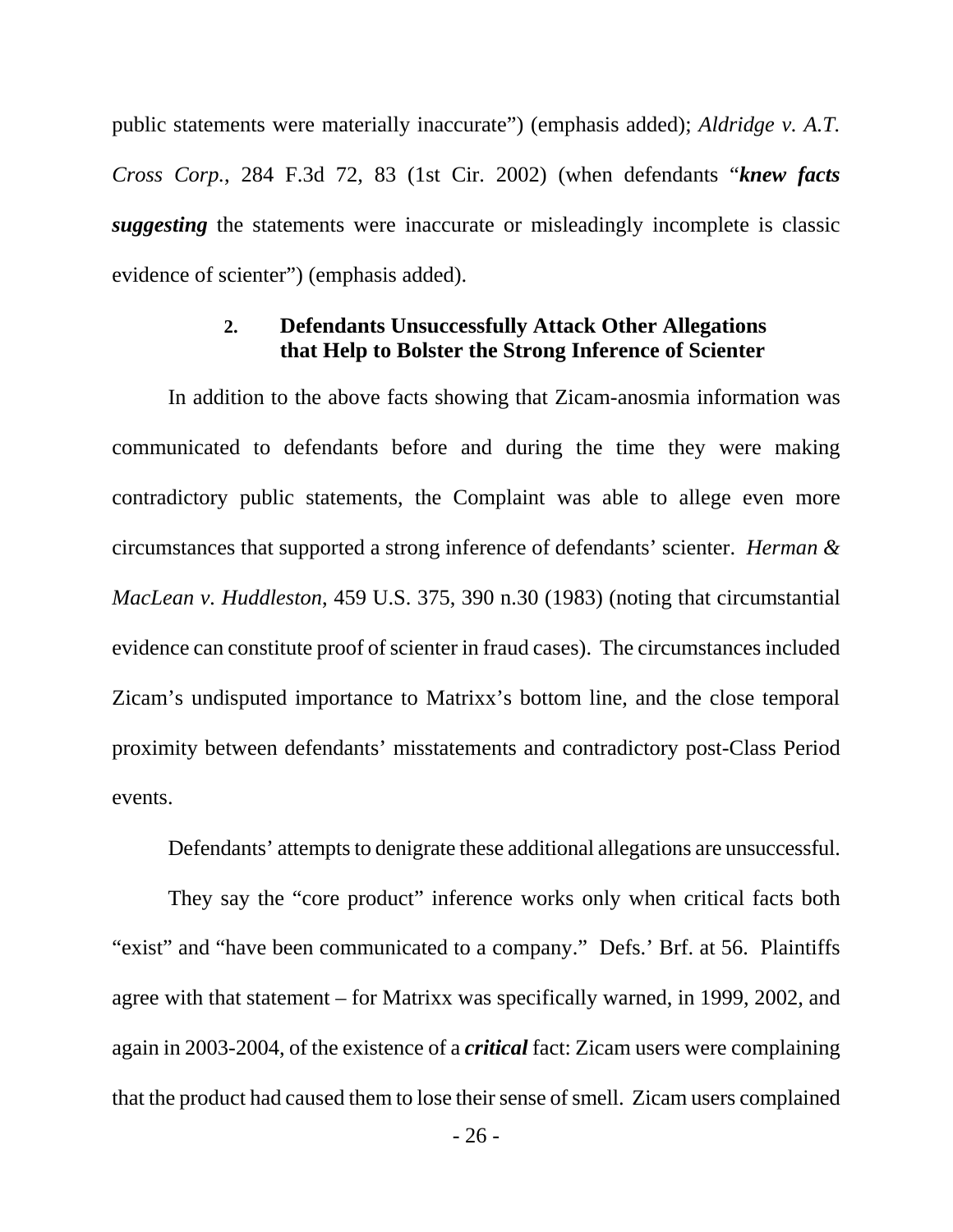public statements were materially inaccurate") (emphasis added); *Aldridge v. A.T. Cross Corp.*, 284 F.3d 72, 83 (1st Cir. 2002) (when defendants "***knew facts suggesting*** the statements were inaccurate or misleadingly incomplete is classic evidence of scienter") (emphasis added).

### 2. Defendants Unsuccessfully Attack Other Allegations that Help to Bolster the Strong Inference of Scienter

In addition to the above facts showing that Zicam-anosmia information was communicated to defendants before and during the time they were making contradictory public statements, the Complaint was able to allege even more circumstances that supported a strong inference of defendants' scienter. *Herman & MacLean v. Huddleston*, 459 U.S. 375, 390 n.30 (1983) (noting that circumstantial evidence can constitute proof of scienter in fraud cases). The circumstances included Zicam's undisputed importance to Matrixx's bottom line, and the close temporal proximity between defendants' misstatements and contradictory post-Class Period events.

Defendants' attempts to denigrate these additional allegations are unsuccessful.

They say the "core product" inference works only when critical facts both "exist" and "have been communicated to a company." Defs.' Brf. at 56. Plaintiffs agree with that statement – for Matrixx was specifically warned, in 1999, 2002, and again in 2003-2004, of the existence of a ***critical*** fact: Zicam users were complaining that the product had caused them to lose their sense of smell. Zicam users complained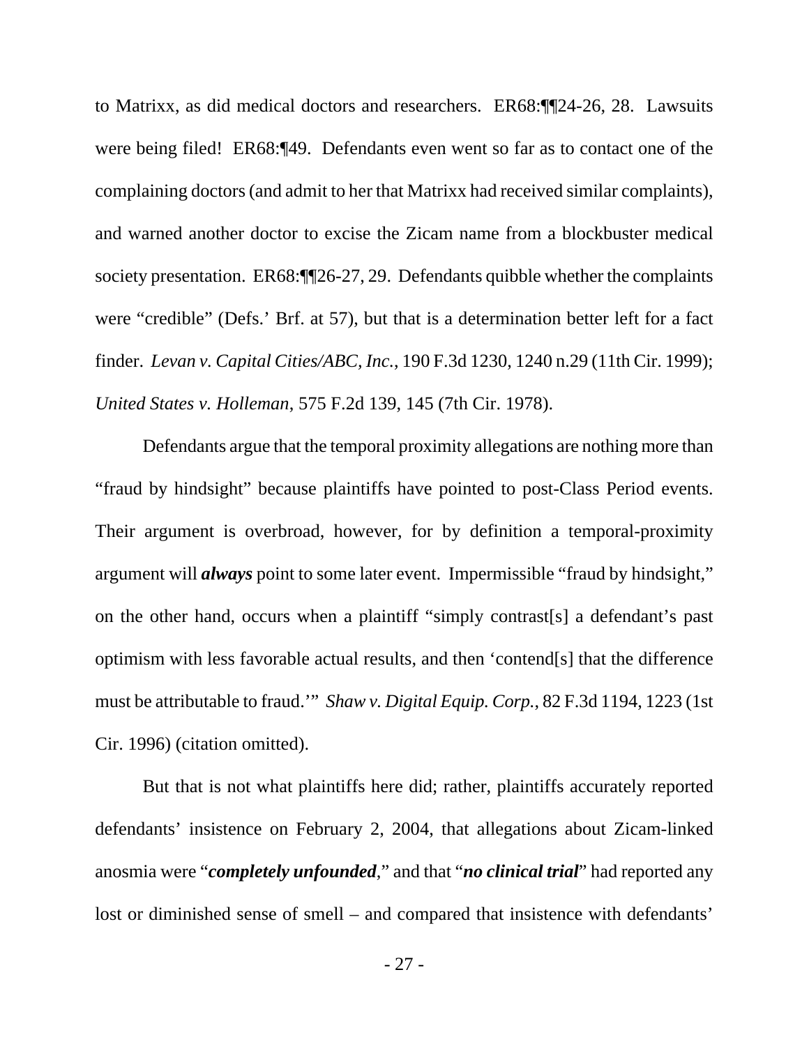to Matrixx, as did medical doctors and researchers. ER68:¶¶24-26, 28. Lawsuits were being filed! ER68:¶49. Defendants even went so far as to contact one of the complaining doctors (and admit to her that Matrixx had received similar complaints), and warned another doctor to excise the Zicam name from a blockbuster medical society presentation. ER68:¶¶26-27, 29. Defendants quibble whether the complaints were "credible" (Defs.' Brf. at 57), but that is a determination better left for a fact finder. *Levan v. Capital Cities/ABC, Inc.*, 190 F.3d 1230, 1240 n.29 (11th Cir. 1999); *United States v. Holleman*, 575 F.2d 139, 145 (7th Cir. 1978).

Defendants argue that the temporal proximity allegations are nothing more than "fraud by hindsight" because plaintiffs have pointed to post-Class Period events. Their argument is overbroad, however, for by definition a temporal-proximity argument will ***always*** point to some later event. Impermissible "fraud by hindsight," on the other hand, occurs when a plaintiff "simply contrast[s] a defendant's past optimism with less favorable actual results, and then 'contend[s] that the difference must be attributable to fraud.'" *Shaw v. Digital Equip. Corp.*, 82 F.3d 1194, 1223 (1st Cir. 1996) (citation omitted).

But that is not what plaintiffs here did; rather, plaintiffs accurately reported defendants' insistence on February 2, 2004, that allegations about Zicam-linked anosmia were "***completely unfounded***," and that "***no clinical trial***" had reported any lost or diminished sense of smell – and compared that insistence with defendants'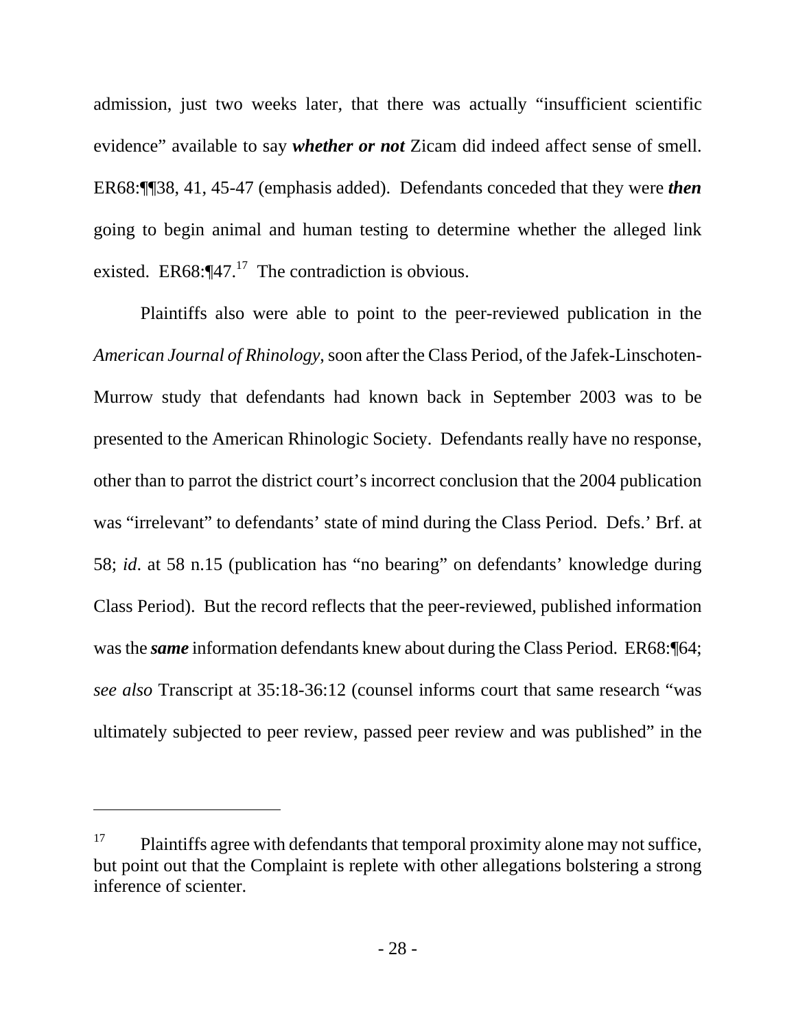admission, just two weeks later, that there was actually "insufficient scientific evidence" available to say ***whether or not*** Zicam did indeed affect sense of smell. ER68:¶¶38, 41, 45-47 (emphasis added). Defendants conceded that they were ***then*** going to begin animal and human testing to determine whether the alleged link existed. ER68:¶47.[17] The contradiction is obvious.

Plaintiffs also were able to point to the peer-reviewed publication in the *American Journal of Rhinology*, soon after the Class Period, of the Jafek-Linschoten-Murrow study that defendants had known back in September 2003 was to be presented to the American Rhinologic Society. Defendants really have no response, other than to parrot the district court's incorrect conclusion that the 2004 publication was "irrelevant" to defendants' state of mind during the Class Period. Defs.' Brf. at 58; *id*. at 58 n.15 (publication has "no bearing" on defendants' knowledge during Class Period). But the record reflects that the peer-reviewed, published information was the ***same*** information defendants knew about during the Class Period. ER68:¶64; *see also* Transcript at 35:18-36:12 (counsel informs court that same research "was ultimately subjected to peer review, passed peer review and was published" in the

---

[17] Plaintiffs agree with defendants that temporal proximity alone may not suffice, but point out that the Complaint is replete with other allegations bolstering a strong inference of scienter.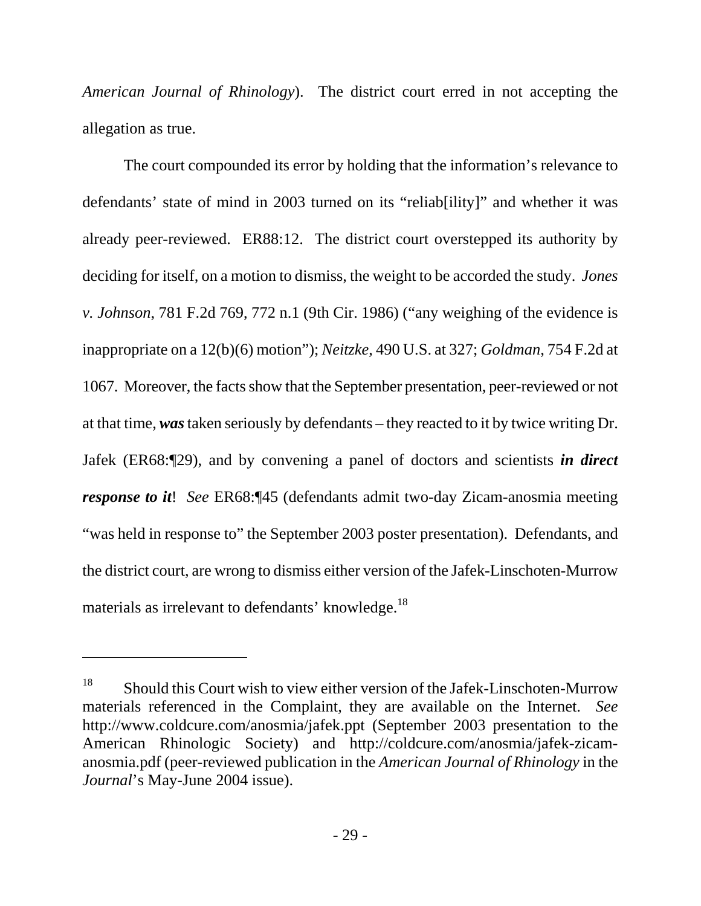*American Journal of Rhinology*). The district court erred in not accepting the allegation as true.

The court compounded its error by holding that the information's relevance to defendants' state of mind in 2003 turned on its "reliab[ility]" and whether it was already peer-reviewed. ER88:12. The district court overstepped its authority by deciding for itself, on a motion to dismiss, the weight to be accorded the study. *Jones v. Johnson*, 781 F.2d 769, 772 n.1 (9th Cir. 1986) ("any weighing of the evidence is inappropriate on a 12(b)(6) motion"); *Neitzke*, 490 U.S. at 327; *Goldman*, 754 F.2d at 1067. Moreover, the facts show that the September presentation, peer-reviewed or not at that time, ***was*** taken seriously by defendants – they reacted to it by twice writing Dr. Jafek (ER68:¶29), and by convening a panel of doctors and scientists ***in direct response to it***! *See* ER68:¶45 (defendants admit two-day Zicam-anosmia meeting "was held in response to" the September 2003 poster presentation). Defendants, and the district court, are wrong to dismiss either version of the Jafek-Linschoten-Murrow materials as irrelevant to defendants' knowledge.[18]

---

[18] Should this Court wish to view either version of the Jafek-Linschoten-Murrow materials referenced in the Complaint, they are available on the Internet. *See* http://www.coldcure.com/anosmia/jafek.ppt (September 2003 presentation to the American Rhinologic Society) and http://coldcure.com/anosmia/jafek-zicam-anosmia.pdf (peer-reviewed publication in the *American Journal of Rhinology* in the *Journal*'s May-June 2004 issue).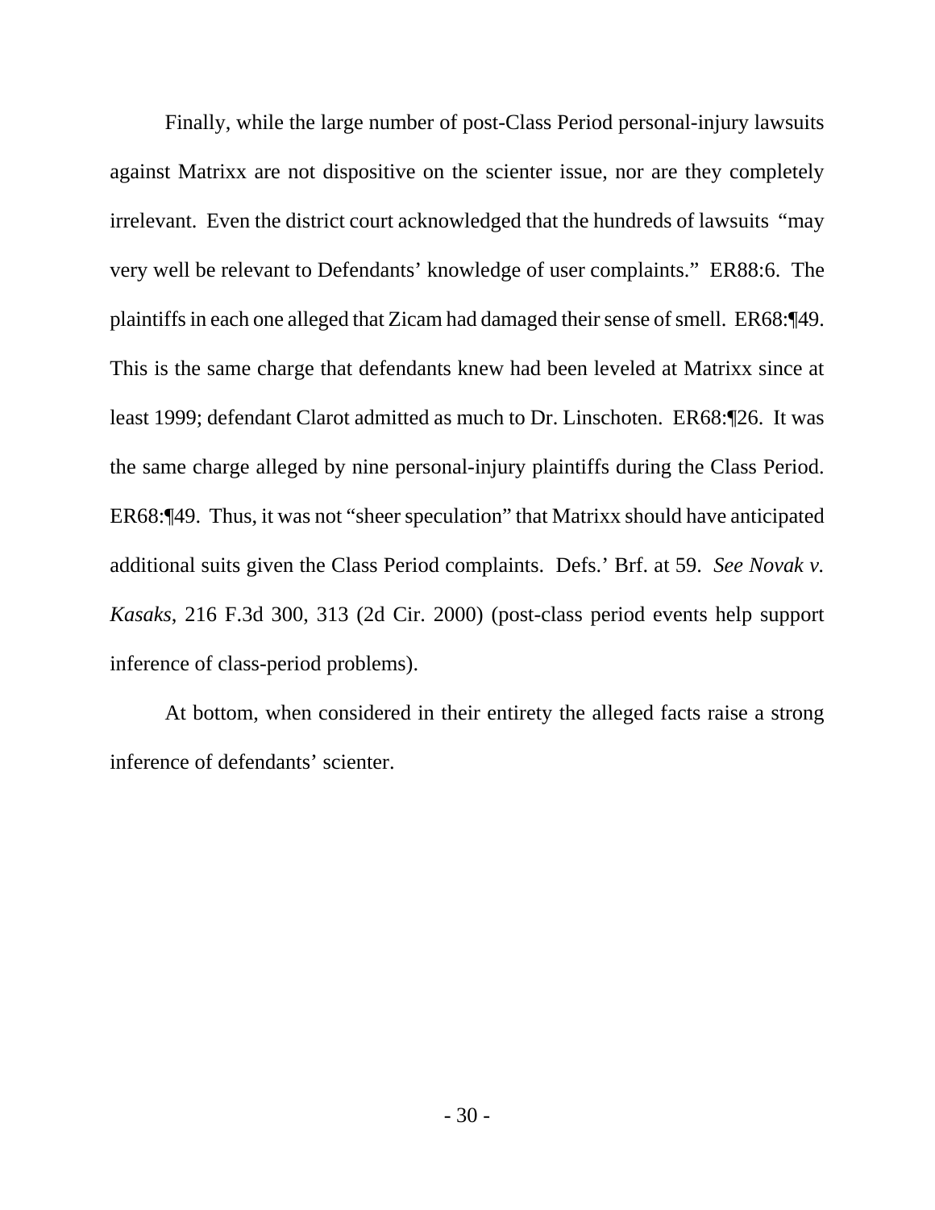Finally, while the large number of post-Class Period personal-injury lawsuits against Matrixx are not dispositive on the scienter issue, nor are they completely irrelevant. Even the district court acknowledged that the hundreds of lawsuits "may very well be relevant to Defendants' knowledge of user complaints." ER88:6. The plaintiffs in each one alleged that Zicam had damaged their sense of smell. ER68:¶49. This is the same charge that defendants knew had been leveled at Matrixx since at least 1999; defendant Clarot admitted as much to Dr. Linschoten. ER68:¶26. It was the same charge alleged by nine personal-injury plaintiffs during the Class Period. ER68:¶49. Thus, it was not "sheer speculation" that Matrixx should have anticipated additional suits given the Class Period complaints. Defs.' Brf. at 59. *See Novak v. Kasaks*, 216 F.3d 300, 313 (2d Cir. 2000) (post-class period events help support inference of class-period problems).

At bottom, when considered in their entirety the alleged facts raise a strong inference of defendants' scienter.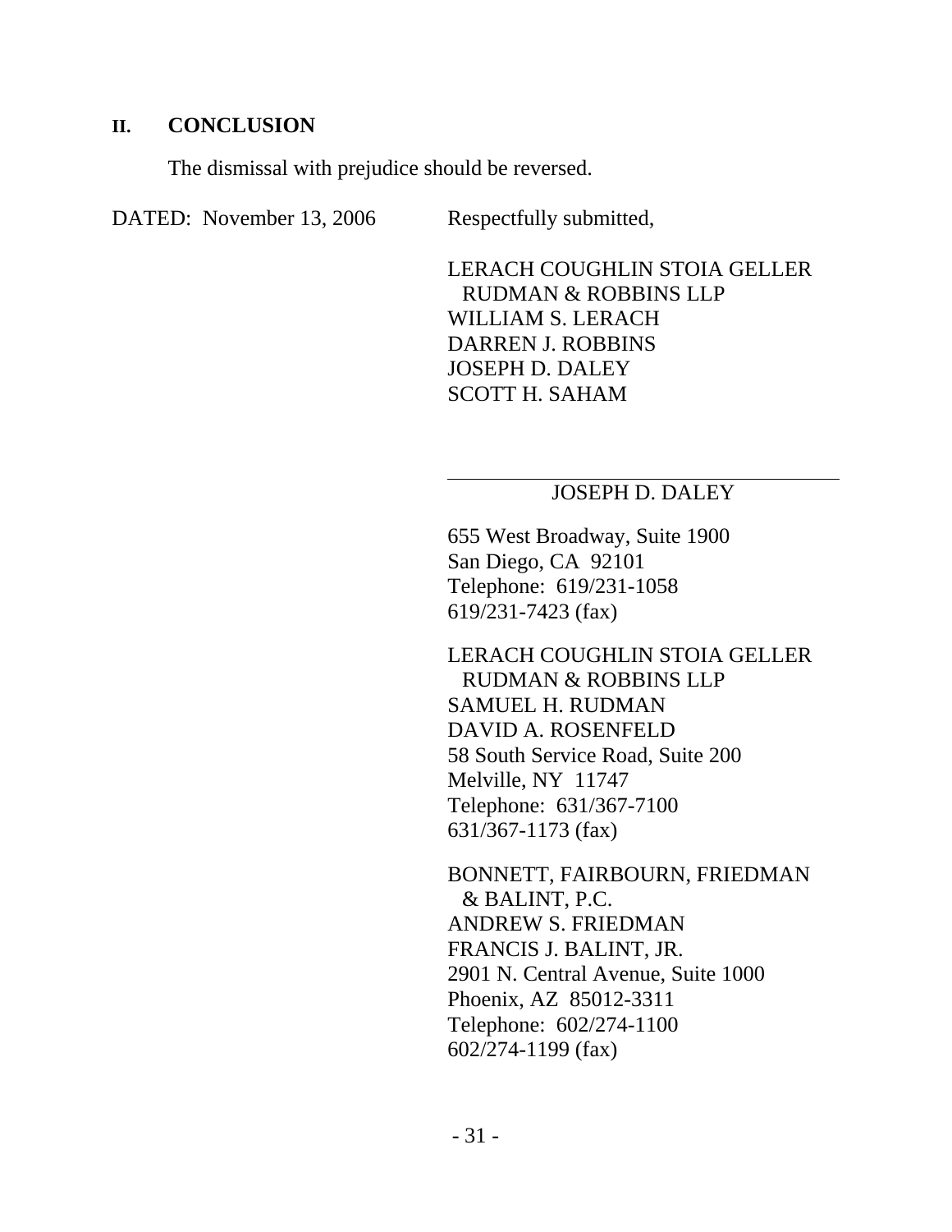## II. CONCLUSION

The dismissal with prejudice should be reversed.

DATED: November 13, 2006

Respectfully submitted,

LERACH COUGHLIN STOIA GELLER
RUDMAN & ROBBINS LLP
WILLIAM S. LERACH
DARREN J. ROBBINS
JOSEPH D. DALEY
SCOTT H. SAHAM

\_\_\_\_\_\_\_\_\_\_\_\_\_\_\_\_\_\_\_\_\_\_\_\_\_\_\_\_\_\_\_\_\_\_\_\_
JOSEPH D. DALEY

655 West Broadway, Suite 1900
San Diego, CA 92101
Telephone: 619/231-1058
619/231-7423 (fax)

LERACH COUGHLIN STOIA GELLER
RUDMAN & ROBBINS LLP
SAMUEL H. RUDMAN
DAVID A. ROSENFELD
58 South Service Road, Suite 200
Melville, NY 11747
Telephone: 631/367-7100
631/367-1173 (fax)

BONNETT, FAIRBOURN, FRIEDMAN
& BALINT, P.C.
ANDREW S. FRIEDMAN
FRANCIS J. BALINT, JR.
2901 N. Central Avenue, Suite 1000
Phoenix, AZ 85012-3311
Telephone: 602/274-1100
602/274-1199 (fax)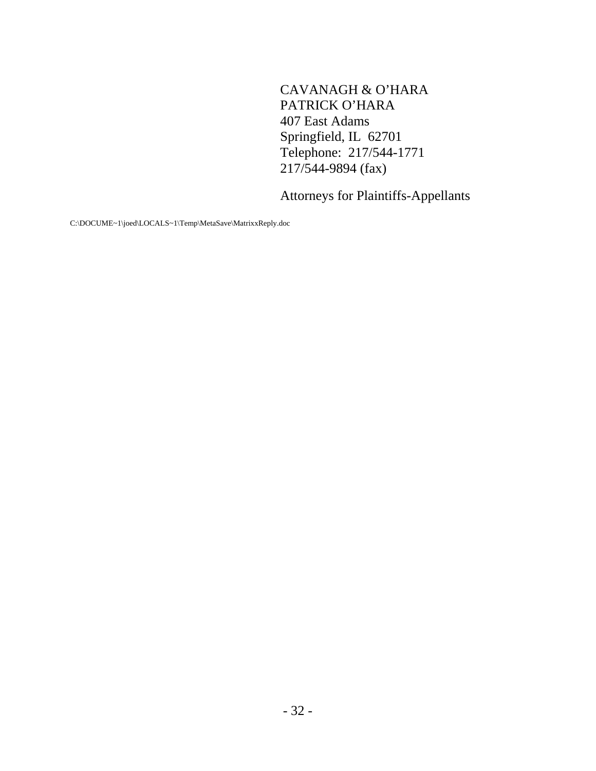CAVANAGH & O'HARA
PATRICK O'HARA
407 East Adams
Springfield, IL 62701
Telephone: 217/544-1771
217/544-9894 (fax)

Attorneys for Plaintiffs-Appellants

C:\DOCUME~1\joed\LOCALS~1\Temp\MetaSave\MatrixxReply.doc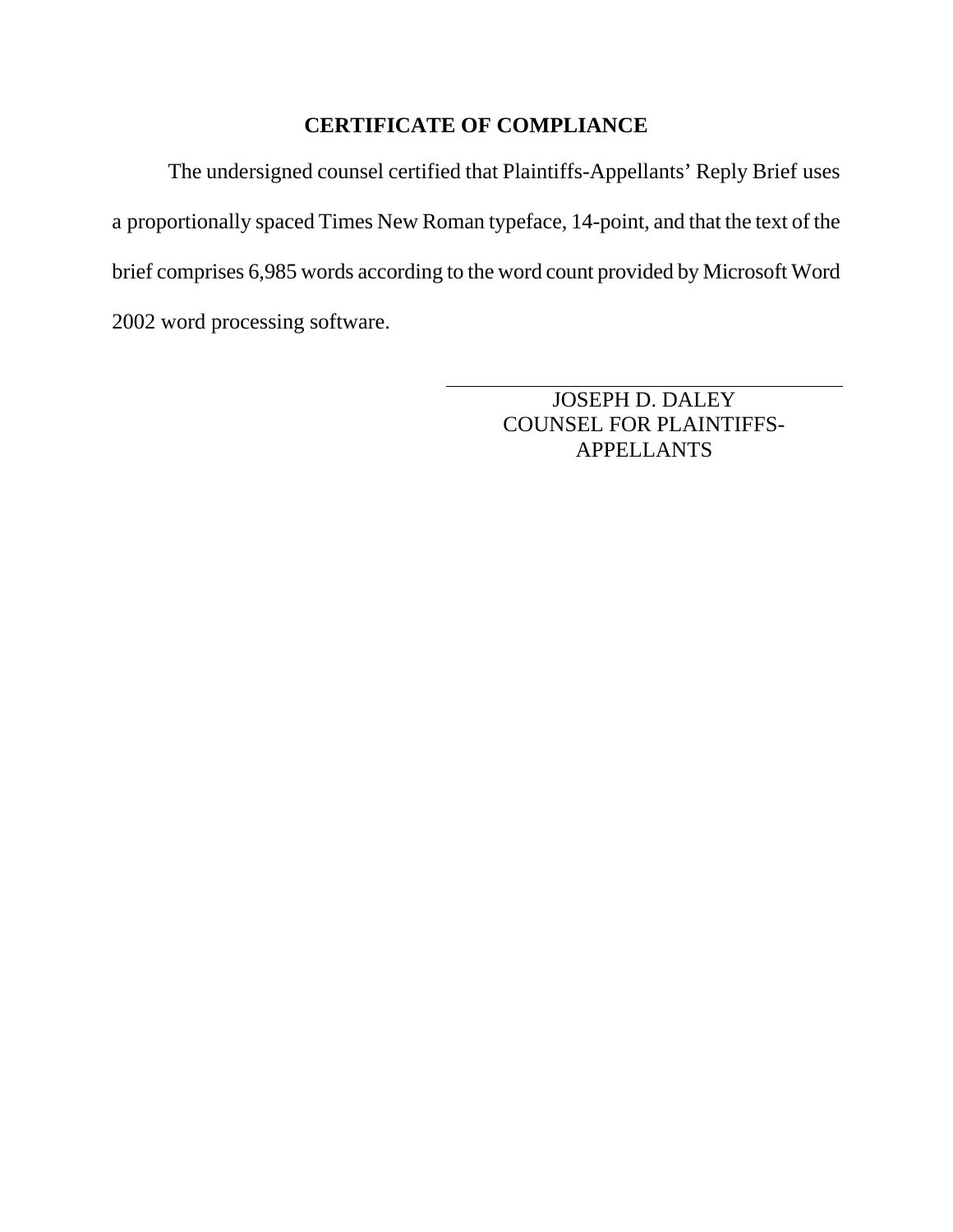## CERTIFICATE OF COMPLIANCE

The undersigned counsel certified that Plaintiffs-Appellants' Reply Brief uses a proportionally spaced Times New Roman typeface, 14-point, and that the text of the brief comprises 6,985 words according to the word count provided by Microsoft Word 2002 word processing software.

JOSEPH D. DALEY
COUNSEL FOR PLAINTIFFS-APPELLANTS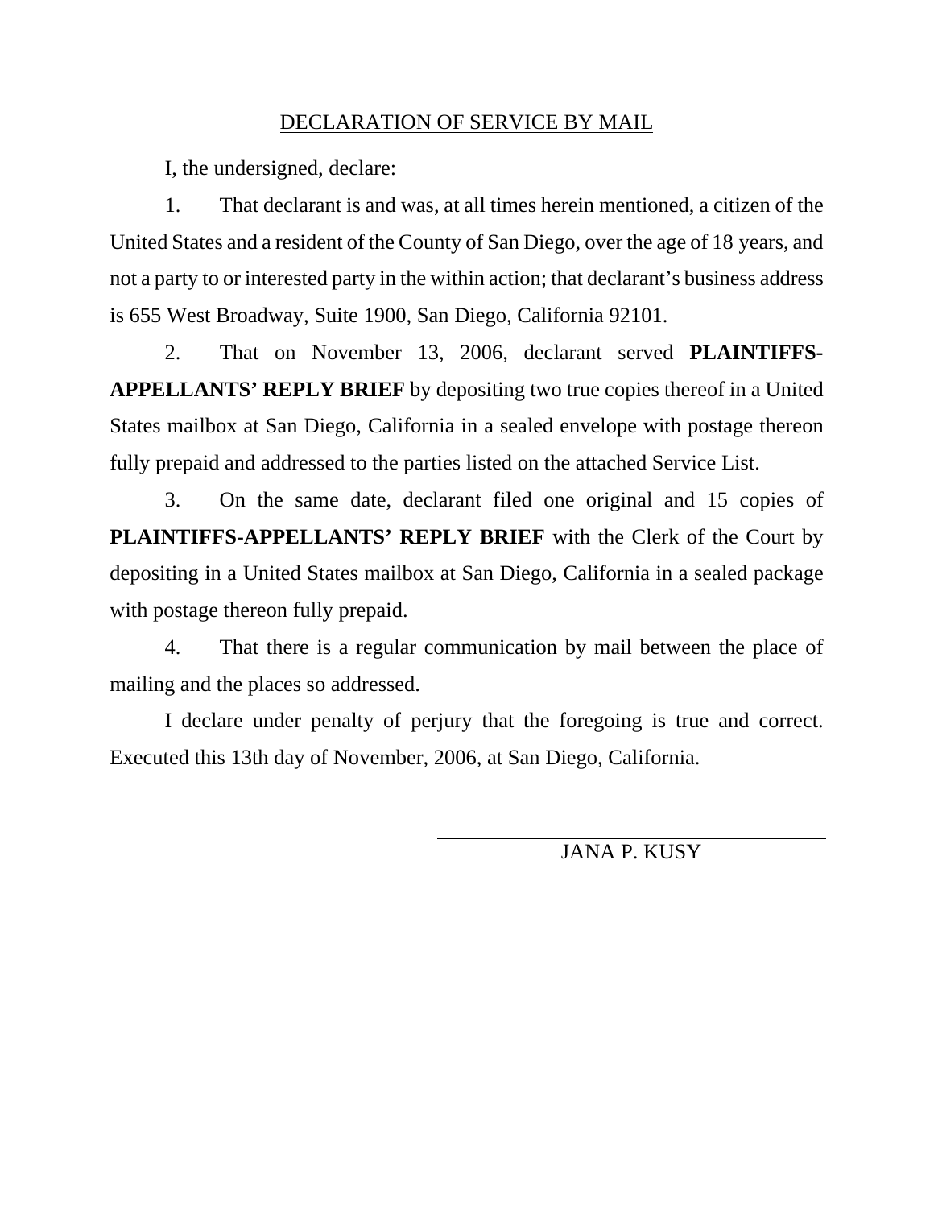<u>DECLARATION OF SERVICE BY MAIL</u>

I, the undersigned, declare:

1. That declarant is and was, at all times herein mentioned, a citizen of the United States and a resident of the County of San Diego, over the age of 18 years, and not a party to or interested party in the within action; that declarant's business address is 655 West Broadway, Suite 1900, San Diego, California 92101.

2. That on November 13, 2006, declarant served **PLAINTIFFS-APPELLANTS' REPLY BRIEF** by depositing two true copies thereof in a United States mailbox at San Diego, California in a sealed envelope with postage thereon fully prepaid and addressed to the parties listed on the attached Service List.

3. On the same date, declarant filed one original and 15 copies of **PLAINTIFFS-APPELLANTS' REPLY BRIEF** with the Clerk of the Court by depositing in a United States mailbox at San Diego, California in a sealed package with postage thereon fully prepaid.

4. That there is a regular communication by mail between the place of mailing and the places so addressed.

I declare under penalty of perjury that the foregoing is true and correct. Executed this 13th day of November, 2006, at San Diego, California.

\_\_\_\_\_\_\_\_\_\_\_\_\_\_\_\_\_\_\_\_\_\_\_\_\_\_\_\_\_\_\_\_

JANA P. KUSY